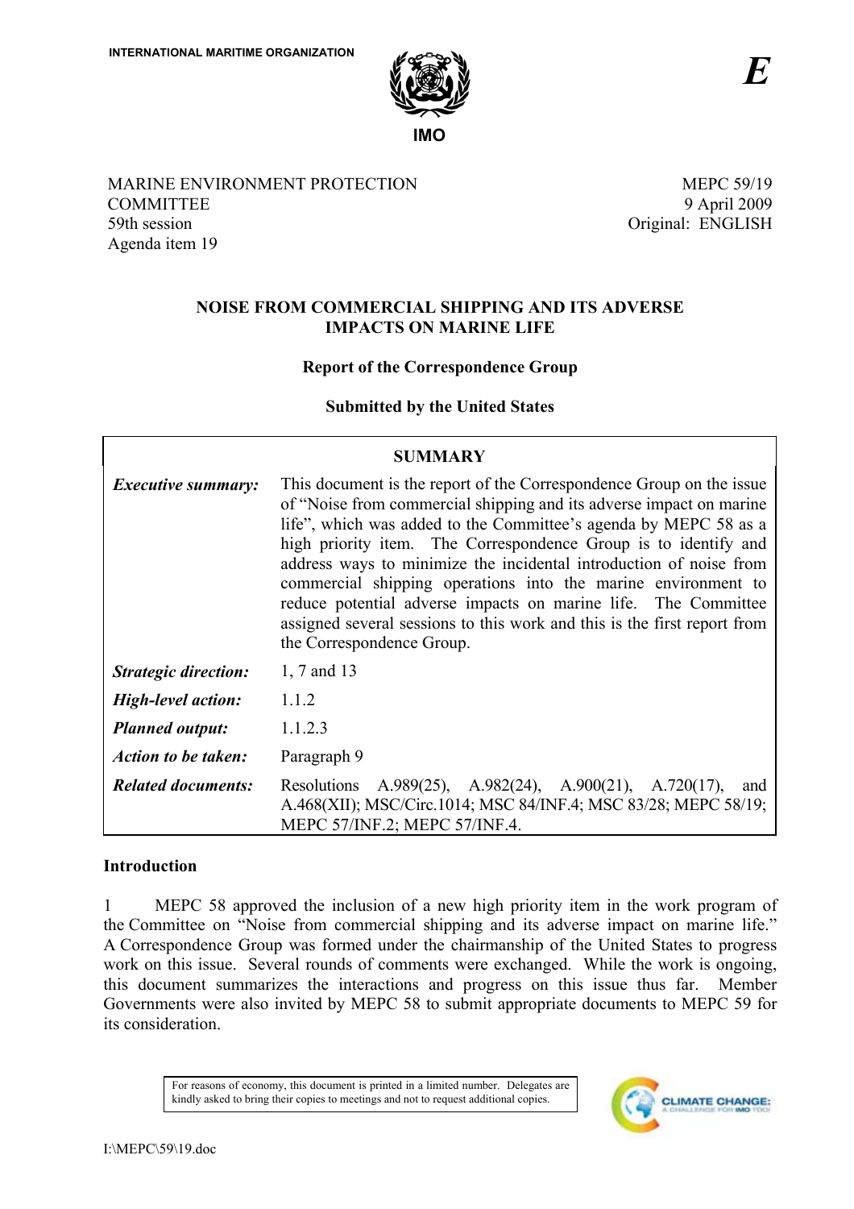INTERNATIONAL MARITIME ORGANIZATION

IMO

*E*

MARINE ENVIRONMENT PROTECTION COMMITTEE
59th session
Agenda item 19

MEPC 59/19
9 April 2009
Original: ENGLISH

## NOISE FROM COMMERCIAL SHIPPING AND ITS ADVERSE IMPACTS ON MARINE LIFE

### Report of the Correspondence Group

### Submitted by the United States

| SUMMARY | |
|---|---|
| ***Executive summary:*** | This document is the report of the Correspondence Group on the issue of "Noise from commercial shipping and its adverse impact on marine life", which was added to the Committee's agenda by MEPC 58 as a high priority item. The Correspondence Group is to identify and address ways to minimize the incidental introduction of noise from commercial shipping operations into the marine environment to reduce potential adverse impacts on marine life. The Committee assigned several sessions to this work and this is the first report from the Correspondence Group. |
| ***Strategic direction:*** | 1, 7 and 13 |
| ***High-level action:*** | 1.1.2 |
| ***Planned output:*** | 1.1.2.3 |
| ***Action to be taken:*** | Paragraph 9 |
| ***Related documents:*** | Resolutions A.989(25), A.982(24), A.900(21), A.720(17), and A.468(XII); MSC/Circ.1014; MSC 84/INF.4; MSC 83/28; MEPC 58/19; MEPC 57/INF.2; MEPC 57/INF.4. |

**Introduction**

1 MEPC 58 approved the inclusion of a new high priority item in the work program of the Committee on "Noise from commercial shipping and its adverse impact on marine life." A Correspondence Group was formed under the chairmanship of the United States to progress work on this issue. Several rounds of comments were exchanged. While the work is ongoing, this document summarizes the interactions and progress on this issue thus far. Member Governments were also invited by MEPC 58 to submit appropriate documents to MEPC 59 for its consideration.

For reasons of economy, this document is printed in a limited number. Delegates are kindly asked to bring their copies to meetings and not to request additional copies.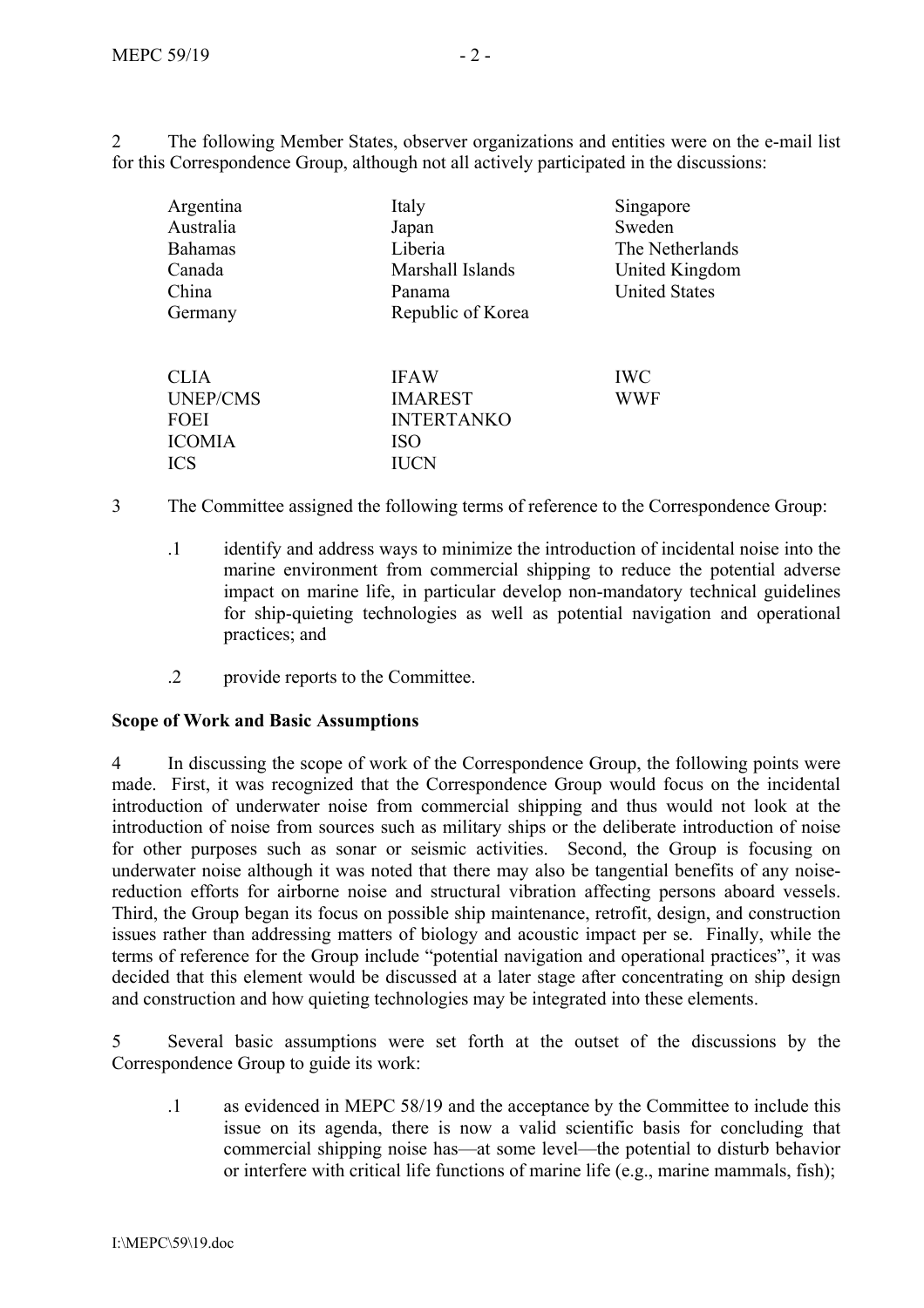2 The following Member States, observer organizations and entities were on the e-mail list for this Correspondence Group, although not all actively participated in the discussions:

| | | |
|---|---|---|
| Argentina | Italy | Singapore |
| Australia | Japan | Sweden |
| Bahamas | Liberia | The Netherlands |
| Canada | Marshall Islands | United Kingdom |
| China | Panama | United States |
| Germany | Republic of Korea | |

| | | |
|---|---|---|
| CLIA | IFAW | IWC |
| UNEP/CMS | IMAREST | WWF |
| FOEI | INTERTANKO | |
| ICOMIA | ISO | |
| ICS | IUCN | |

3 The Committee assigned the following terms of reference to the Correspondence Group:

.1 identify and address ways to minimize the introduction of incidental noise into the marine environment from commercial shipping to reduce the potential adverse impact on marine life, in particular develop non-mandatory technical guidelines for ship-quieting technologies as well as potential navigation and operational practices; and

.2 provide reports to the Committee.

**Scope of Work and Basic Assumptions**

4 In discussing the scope of work of the Correspondence Group, the following points were made. First, it was recognized that the Correspondence Group would focus on the incidental introduction of underwater noise from commercial shipping and thus would not look at the introduction of noise from sources such as military ships or the deliberate introduction of noise for other purposes such as sonar or seismic activities. Second, the Group is focusing on underwater noise although it was noted that there may also be tangential benefits of any noise-reduction efforts for airborne noise and structural vibration affecting persons aboard vessels. Third, the Group began its focus on possible ship maintenance, retrofit, design, and construction issues rather than addressing matters of biology and acoustic impact per se. Finally, while the terms of reference for the Group include "potential navigation and operational practices", it was decided that this element would be discussed at a later stage after concentrating on ship design and construction and how quieting technologies may be integrated into these elements.

5 Several basic assumptions were set forth at the outset of the discussions by the Correspondence Group to guide its work:

.1 as evidenced in MEPC 58/19 and the acceptance by the Committee to include this issue on its agenda, there is now a valid scientific basis for concluding that commercial shipping noise has—at some level—the potential to disturb behavior or interfere with critical life functions of marine life (e.g., marine mammals, fish);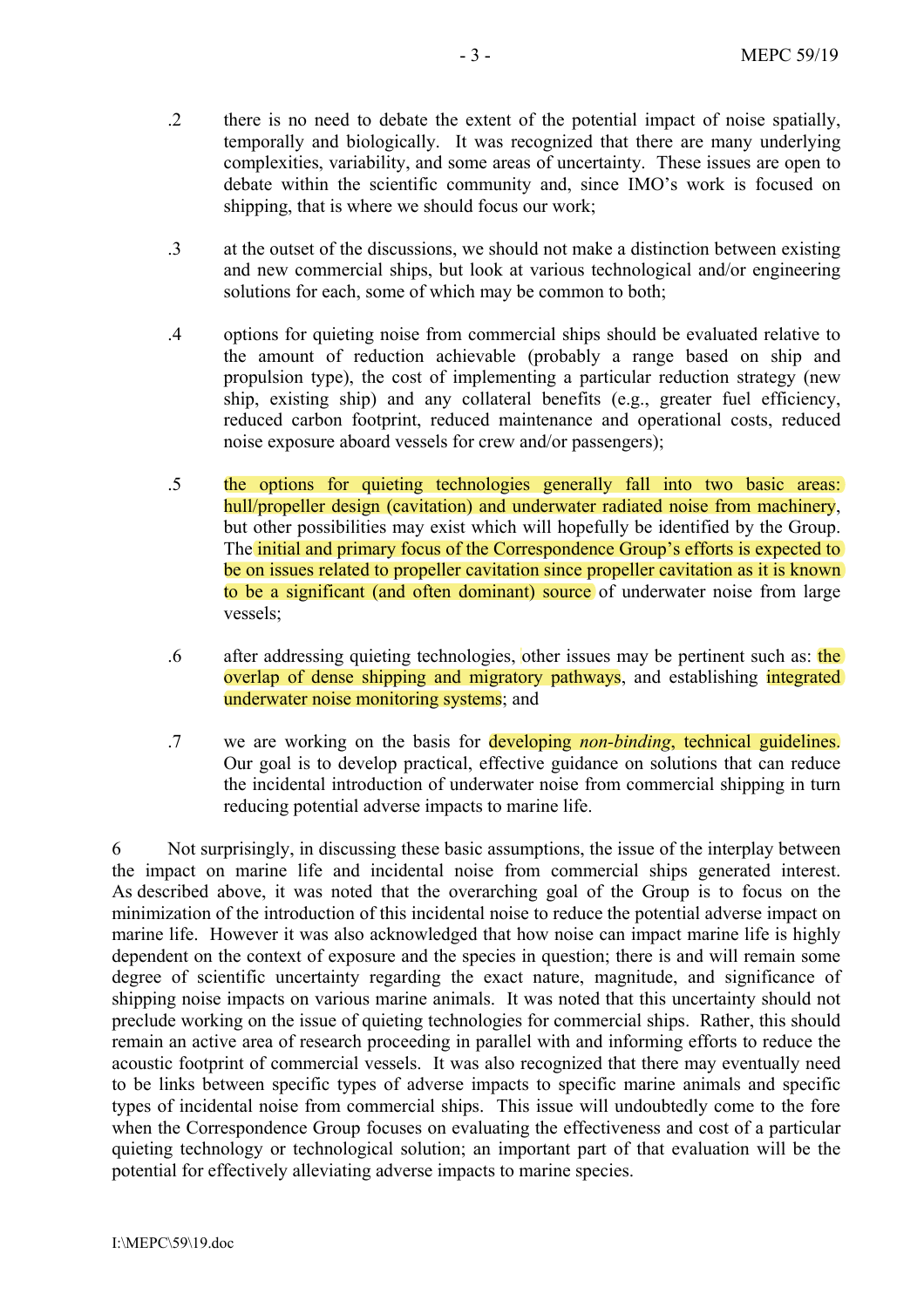.2 there is no need to debate the extent of the potential impact of noise spatially, temporally and biologically. It was recognized that there are many underlying complexities, variability, and some areas of uncertainty. These issues are open to debate within the scientific community and, since IMO's work is focused on shipping, that is where we should focus our work;

.3 at the outset of the discussions, we should not make a distinction between existing and new commercial ships, but look at various technological and/or engineering solutions for each, some of which may be common to both;

.4 options for quieting noise from commercial ships should be evaluated relative to the amount of reduction achievable (probably a range based on ship and propulsion type), the cost of implementing a particular reduction strategy (new ship, existing ship) and any collateral benefits (e.g., greater fuel efficiency, reduced carbon footprint, reduced maintenance and operational costs, reduced noise exposure aboard vessels for crew and/or passengers);

.5 the options for quieting technologies generally fall into two basic areas: hull/propeller design (cavitation) and underwater radiated noise from machinery, but other possibilities may exist which will hopefully be identified by the Group. The initial and primary focus of the Correspondence Group's efforts is expected to be on issues related to propeller cavitation since propeller cavitation as it is known to be a significant (and often dominant) source of underwater noise from large vessels;

.6 after addressing quieting technologies, other issues may be pertinent such as: the overlap of dense shipping and migratory pathways, and establishing integrated underwater noise monitoring systems; and

.7 we are working on the basis for developing *non-binding*, technical guidelines. Our goal is to develop practical, effective guidance on solutions that can reduce the incidental introduction of underwater noise from commercial shipping in turn reducing potential adverse impacts to marine life.

6 Not surprisingly, in discussing these basic assumptions, the issue of the interplay between the impact on marine life and incidental noise from commercial ships generated interest. As described above, it was noted that the overarching goal of the Group is to focus on the minimization of the introduction of this incidental noise to reduce the potential adverse impact on marine life. However it was also acknowledged that how noise can impact marine life is highly dependent on the context of exposure and the species in question; there is and will remain some degree of scientific uncertainty regarding the exact nature, magnitude, and significance of shipping noise impacts on various marine animals. It was noted that this uncertainty should not preclude working on the issue of quieting technologies for commercial ships. Rather, this should remain an active area of research proceeding in parallel with and informing efforts to reduce the acoustic footprint of commercial vessels. It was also recognized that there may eventually need to be links between specific types of adverse impacts to specific marine animals and specific types of incidental noise from commercial ships. This issue will undoubtedly come to the fore when the Correspondence Group focuses on evaluating the effectiveness and cost of a particular quieting technology or technological solution; an important part of that evaluation will be the potential for effectively alleviating adverse impacts to marine species.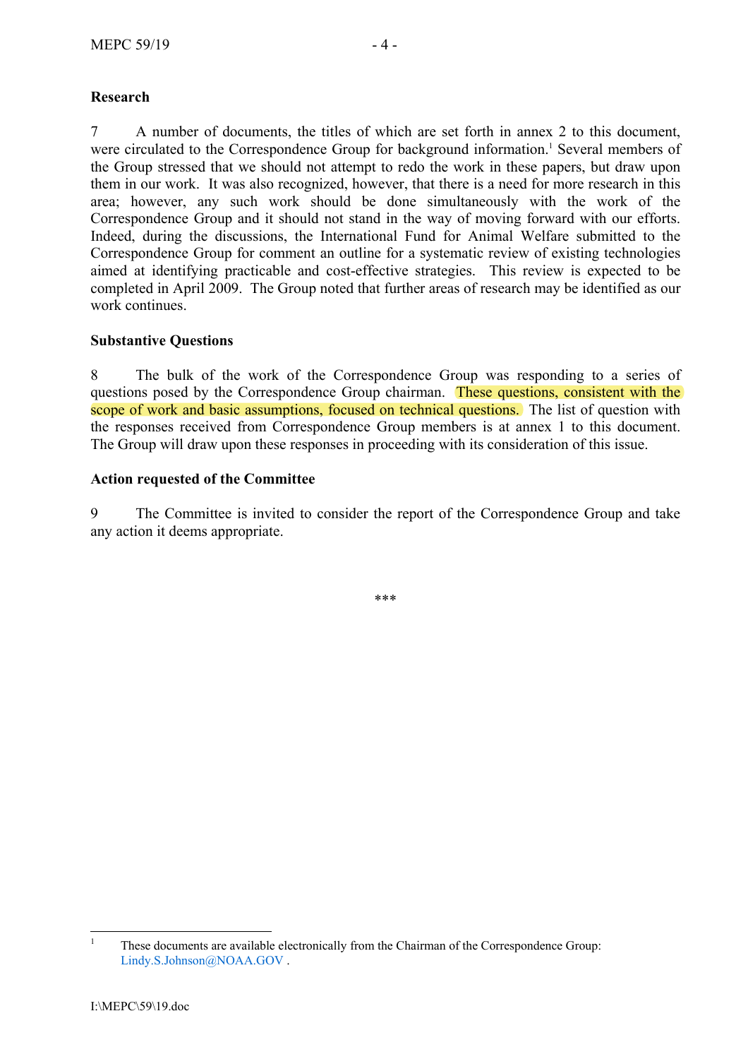**Research**

7 A number of documents, the titles of which are set forth in annex 2 to this document, were circulated to the Correspondence Group for background information.[1] Several members of the Group stressed that we should not attempt to redo the work in these papers, but draw upon them in our work. It was also recognized, however, that there is a need for more research in this area; however, any such work should be done simultaneously with the work of the Correspondence Group and it should not stand in the way of moving forward with our efforts. Indeed, during the discussions, the International Fund for Animal Welfare submitted to the Correspondence Group for comment an outline for a systematic review of existing technologies aimed at identifying practicable and cost-effective strategies. This review is expected to be completed in April 2009. The Group noted that further areas of research may be identified as our work continues.

**Substantive Questions**

8 The bulk of the work of the Correspondence Group was responding to a series of questions posed by the Correspondence Group chairman. These questions, consistent with the scope of work and basic assumptions, focused on technical questions. The list of question with the responses received from Correspondence Group members is at annex 1 to this document. The Group will draw upon these responses in proceeding with its consideration of this issue.

**Action requested of the Committee**

9 The Committee is invited to consider the report of the Correspondence Group and take any action it deems appropriate.

\*\*\*

---

[1] These documents are available electronically from the Chairman of the Correspondence Group: Lindy.S.Johnson@NOAA.GOV .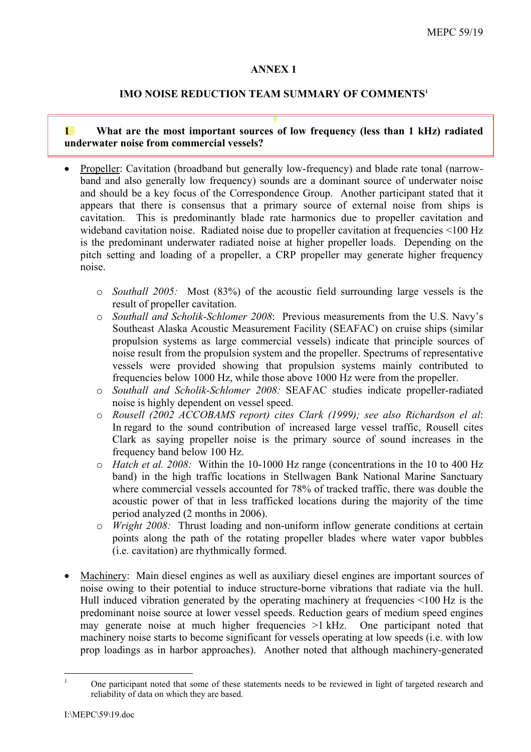## ANNEX 1

### IMO NOISE REDUCTION TEAM SUMMARY OF COMMENTS[1]

**1 What are the most important sources of low frequency (less than 1 kHz) radiated underwater noise from commercial vessels?**

- Propeller: Cavitation (broadband but generally low-frequency) and blade rate tonal (narrow-band and also generally low frequency) sounds are a dominant source of underwater noise and should be a key focus of the Correspondence Group. Another participant stated that it appears that there is consensus that a primary source of external noise from ships is cavitation. This is predominantly blade rate harmonics due to propeller cavitation and wideband cavitation noise. Radiated noise due to propeller cavitation at frequencies <100 Hz is the predominant underwater radiated noise at higher propeller loads. Depending on the pitch setting and loading of a propeller, a CRP propeller may generate higher frequency noise.

    - *Southall 2005:* Most (83%) of the acoustic field surrounding large vessels is the result of propeller cavitation.
    - *Southall and Scholik-Schlomer 2008*: Previous measurements from the U.S. Navy's Southeast Alaska Acoustic Measurement Facility (SEAFAC) on cruise ships (similar propulsion systems as large commercial vessels) indicate that principle sources of noise result from the propulsion system and the propeller. Spectrums of representative vessels were provided showing that propulsion systems mainly contributed to frequencies below 1000 Hz, while those above 1000 Hz were from the propeller.
    - *Southall and Scholik-Schlomer 2008:* SEAFAC studies indicate propeller-radiated noise is highly dependent on vessel speed.
    - *Rousell (2002 ACCOBAMS report) cites Clark (1999); see also Richardson el al*: In regard to the sound contribution of increased large vessel traffic, Rousell cites Clark as saying propeller noise is the primary source of sound increases in the frequency band below 100 Hz.
    - *Hatch et al. 2008:* Within the 10-1000 Hz range (concentrations in the 10 to 400 Hz band) in the high traffic locations in Stellwagen Bank National Marine Sanctuary where commercial vessels accounted for 78% of tracked traffic, there was double the acoustic power of that in less trafficked locations during the majority of the time period analyzed (2 months in 2006).
    - *Wright 2008:* Thrust loading and non-uniform inflow generate conditions at certain points along the path of the rotating propeller blades where water vapor bubbles (i.e. cavitation) are rhythmically formed.

- Machinery: Main diesel engines as well as auxiliary diesel engines are important sources of noise owing to their potential to induce structure-borne vibrations that radiate via the hull. Hull induced vibration generated by the operating machinery at frequencies <100 Hz is the predominant noise source at lower vessel speeds. Reduction gears of medium speed engines may generate noise at much higher frequencies >1 kHz. One participant noted that machinery noise starts to become significant for vessels operating at low speeds (i.e. with low prop loadings as in harbor approaches). Another noted that although machinery-generated

[1] One participant noted that some of these statements needs to be reviewed in light of targeted research and reliability of data on which they are based.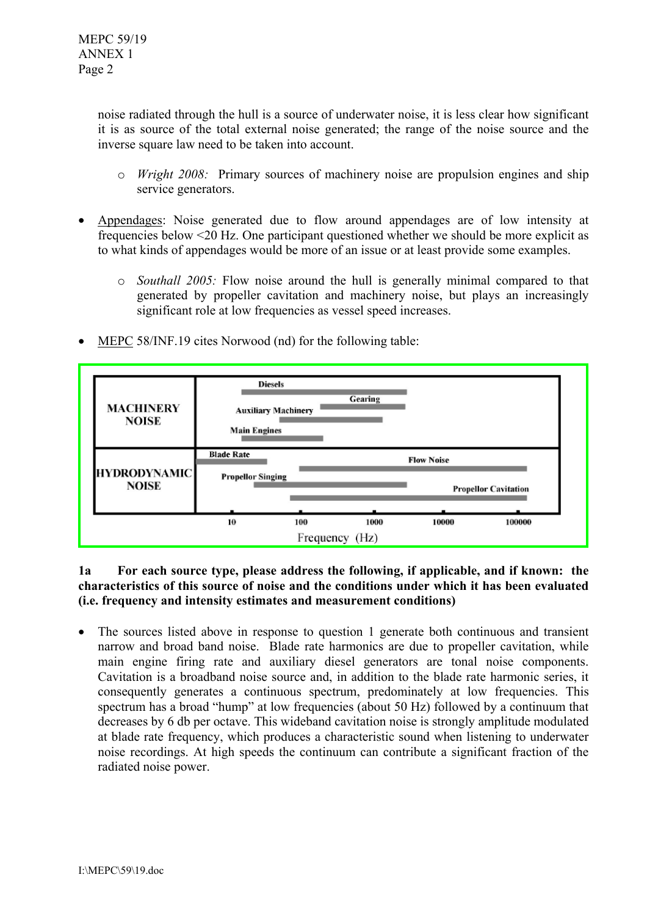noise radiated through the hull is a source of underwater noise, it is less clear how significant it is as source of the total external noise generated; the range of the noise source and the inverse square law need to be taken into account.

  - *Wright 2008:* Primary sources of machinery noise are propulsion engines and ship service generators.

- Appendages: Noise generated due to flow around appendages are of low intensity at frequencies below <20 Hz. One participant questioned whether we should be more explicit as to what kinds of appendages would be more of an issue or at least provide some examples.

  - *Southall 2005:* Flow noise around the hull is generally minimal compared to that generated by propeller cavitation and machinery noise, but plays an increasingly significant role at low frequencies as vessel speed increases.

- MEPC 58/INF.19 cites Norwood (nd) for the following table:

| | |
|---|---|
| **MACHINERY NOISE** | Diesels; Gearing; Auxiliary Machinery; Main Engines |
| **HYDRODYNAMIC NOISE** | Blade Rate; Flow Noise; Propellor Singing; Propellor Cavitation |

Frequency (Hz): 10, 100, 1000, 10000, 100000

**1a For each source type, please address the following, if applicable, and if known: the characteristics of this source of noise and the conditions under which it has been evaluated (i.e. frequency and intensity estimates and measurement conditions)**

- The sources listed above in response to question 1 generate both continuous and transient narrow and broad band noise. Blade rate harmonics are due to propeller cavitation, while main engine firing rate and auxiliary diesel generators are tonal noise components. Cavitation is a broadband noise source and, in addition to the blade rate harmonic series, it consequently generates a continuous spectrum, predominately at low frequencies. This spectrum has a broad "hump" at low frequencies (about 50 Hz) followed by a continuum that decreases by 6 db per octave. This wideband cavitation noise is strongly amplitude modulated at blade rate frequency, which produces a characteristic sound when listening to underwater noise recordings. At high speeds the continuum can contribute a significant fraction of the radiated noise power.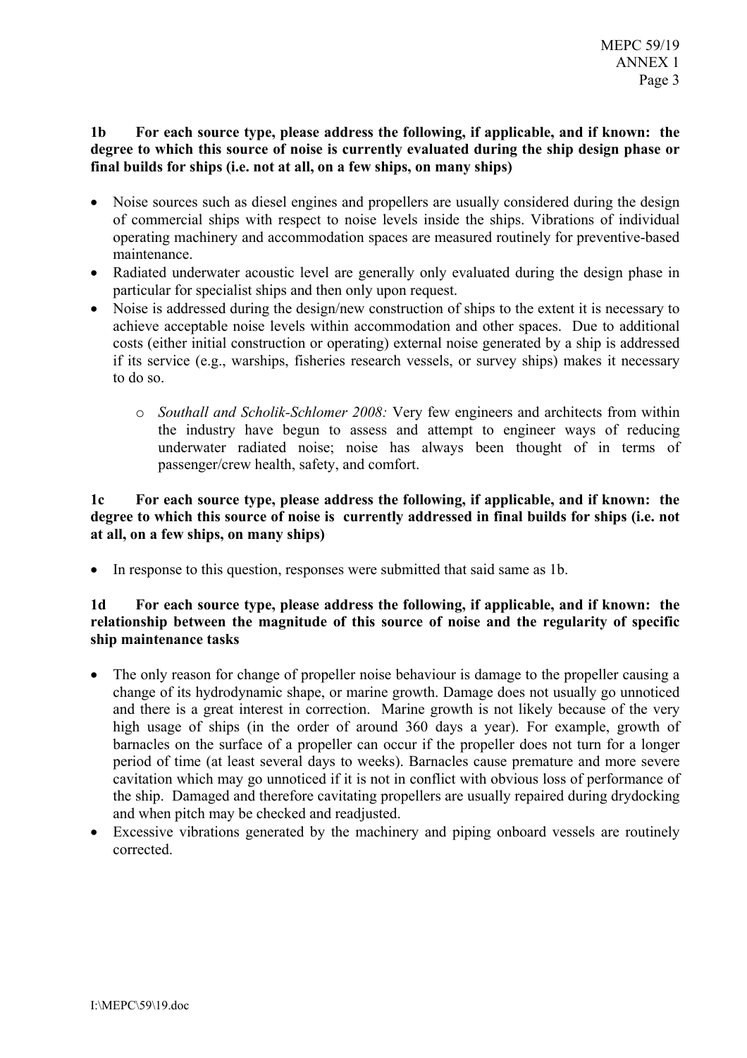**1b For each source type, please address the following, if applicable, and if known: the degree to which this source of noise is currently evaluated during the ship design phase or final builds for ships (i.e. not at all, on a few ships, on many ships)**

- Noise sources such as diesel engines and propellers are usually considered during the design of commercial ships with respect to noise levels inside the ships. Vibrations of individual operating machinery and accommodation spaces are measured routinely for preventive-based maintenance.
- Radiated underwater acoustic level are generally only evaluated during the design phase in particular for specialist ships and then only upon request.
- Noise is addressed during the design/new construction of ships to the extent it is necessary to achieve acceptable noise levels within accommodation and other spaces. Due to additional costs (either initial construction or operating) external noise generated by a ship is addressed if its service (e.g., warships, fisheries research vessels, or survey ships) makes it necessary to do so.
    - *Southall and Scholik-Schlomer 2008:* Very few engineers and architects from within the industry have begun to assess and attempt to engineer ways of reducing underwater radiated noise; noise has always been thought of in terms of passenger/crew health, safety, and comfort.

**1c For each source type, please address the following, if applicable, and if known: the degree to which this source of noise is currently addressed in final builds for ships (i.e. not at all, on a few ships, on many ships)**

- In response to this question, responses were submitted that said same as 1b.

**1d For each source type, please address the following, if applicable, and if known: the relationship between the magnitude of this source of noise and the regularity of specific ship maintenance tasks**

- The only reason for change of propeller noise behaviour is damage to the propeller causing a change of its hydrodynamic shape, or marine growth. Damage does not usually go unnoticed and there is a great interest in correction. Marine growth is not likely because of the very high usage of ships (in the order of around 360 days a year). For example, growth of barnacles on the surface of a propeller can occur if the propeller does not turn for a longer period of time (at least several days to weeks). Barnacles cause premature and more severe cavitation which may go unnoticed if it is not in conflict with obvious loss of performance of the ship. Damaged and therefore cavitating propellers are usually repaired during drydocking and when pitch may be checked and readjusted.
- Excessive vibrations generated by the machinery and piping onboard vessels are routinely corrected.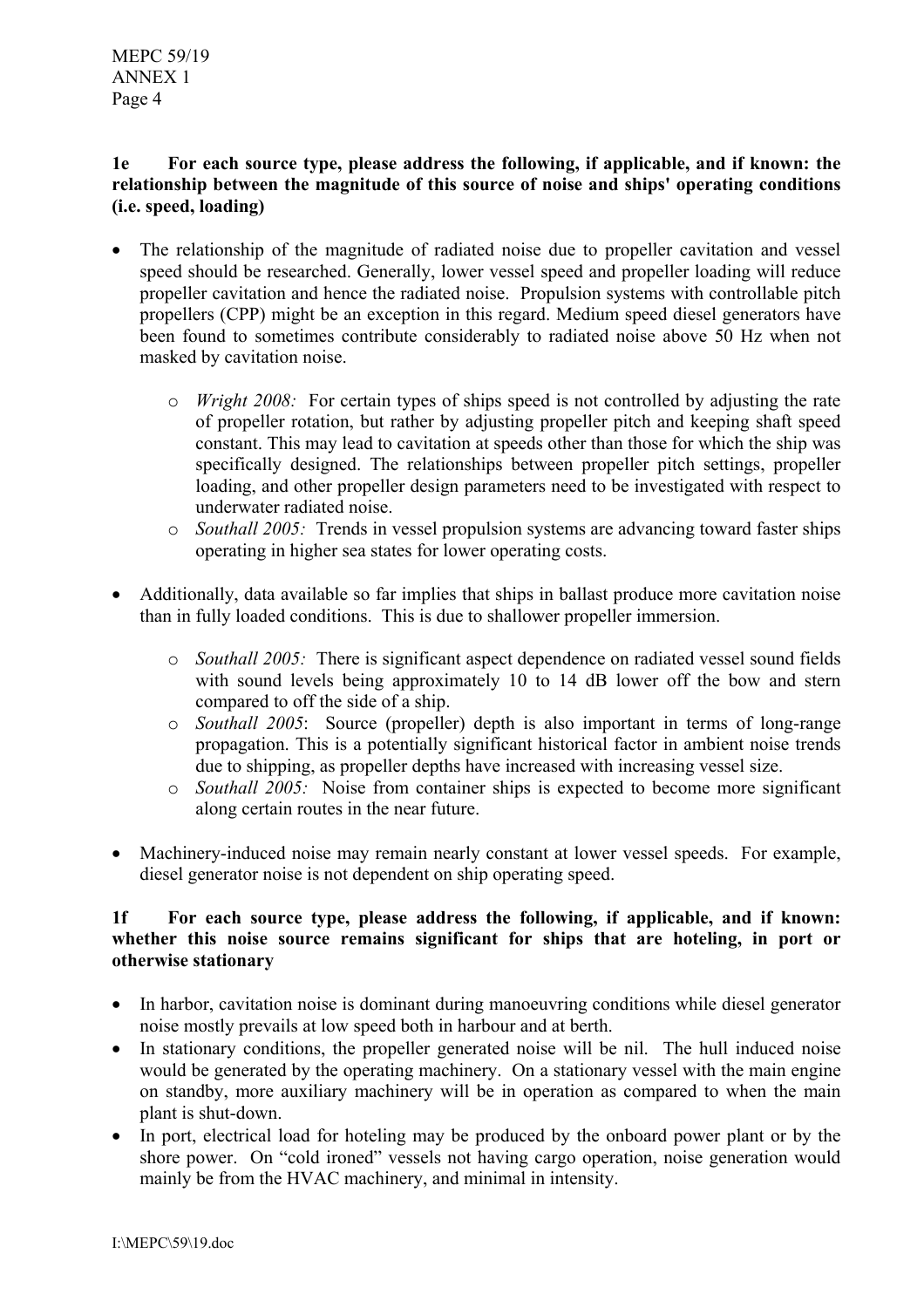**1e For each source type, please address the following, if applicable, and if known: the relationship between the magnitude of this source of noise and ships' operating conditions (i.e. speed, loading)**

- The relationship of the magnitude of radiated noise due to propeller cavitation and vessel speed should be researched. Generally, lower vessel speed and propeller loading will reduce propeller cavitation and hence the radiated noise. Propulsion systems with controllable pitch propellers (CPP) might be an exception in this regard. Medium speed diesel generators have been found to sometimes contribute considerably to radiated noise above 50 Hz when not masked by cavitation noise.
  - *Wright 2008:* For certain types of ships speed is not controlled by adjusting the rate of propeller rotation, but rather by adjusting propeller pitch and keeping shaft speed constant. This may lead to cavitation at speeds other than those for which the ship was specifically designed. The relationships between propeller pitch settings, propeller loading, and other propeller design parameters need to be investigated with respect to underwater radiated noise.
  - *Southall 2005:* Trends in vessel propulsion systems are advancing toward faster ships operating in higher sea states for lower operating costs.
- Additionally, data available so far implies that ships in ballast produce more cavitation noise than in fully loaded conditions. This is due to shallower propeller immersion.
  - *Southall 2005:* There is significant aspect dependence on radiated vessel sound fields with sound levels being approximately 10 to 14 dB lower off the bow and stern compared to off the side of a ship.
  - *Southall 2005*: Source (propeller) depth is also important in terms of long-range propagation. This is a potentially significant historical factor in ambient noise trends due to shipping, as propeller depths have increased with increasing vessel size.
  - *Southall 2005:* Noise from container ships is expected to become more significant along certain routes in the near future.
- Machinery-induced noise may remain nearly constant at lower vessel speeds. For example, diesel generator noise is not dependent on ship operating speed.

**1f For each source type, please address the following, if applicable, and if known: whether this noise source remains significant for ships that are hoteling, in port or otherwise stationary**

- In harbor, cavitation noise is dominant during manoeuvring conditions while diesel generator noise mostly prevails at low speed both in harbour and at berth.
- In stationary conditions, the propeller generated noise will be nil. The hull induced noise would be generated by the operating machinery. On a stationary vessel with the main engine on standby, more auxiliary machinery will be in operation as compared to when the main plant is shut-down.
- In port, electrical load for hoteling may be produced by the onboard power plant or by the shore power. On "cold ironed" vessels not having cargo operation, noise generation would mainly be from the HVAC machinery, and minimal in intensity.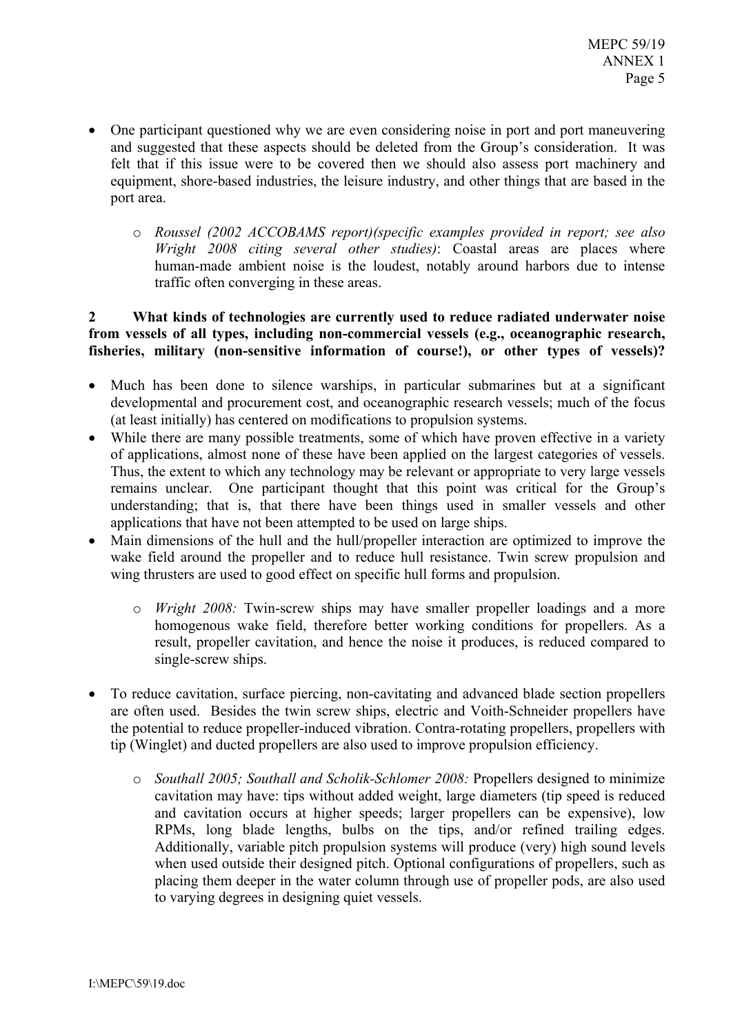- One participant questioned why we are even considering noise in port and port maneuvering and suggested that these aspects should be deleted from the Group's consideration. It was felt that if this issue were to be covered then we should also assess port machinery and equipment, shore-based industries, the leisure industry, and other things that are based in the port area.

  - *Roussel (2002 ACCOBAMS report)(specific examples provided in report; see also Wright 2008 citing several other studies)*: Coastal areas are places where human-made ambient noise is the loudest, notably around harbors due to intense traffic often converging in these areas.

**2 What kinds of technologies are currently used to reduce radiated underwater noise from vessels of all types, including non-commercial vessels (e.g., oceanographic research, fisheries, military (non-sensitive information of course!), or other types of vessels)?**

- Much has been done to silence warships, in particular submarines but at a significant developmental and procurement cost, and oceanographic research vessels; much of the focus (at least initially) has centered on modifications to propulsion systems.
- While there are many possible treatments, some of which have proven effective in a variety of applications, almost none of these have been applied on the largest categories of vessels. Thus, the extent to which any technology may be relevant or appropriate to very large vessels remains unclear. One participant thought that this point was critical for the Group's understanding; that is, that there have been things used in smaller vessels and other applications that have not been attempted to be used on large ships.
- Main dimensions of the hull and the hull/propeller interaction are optimized to improve the wake field around the propeller and to reduce hull resistance. Twin screw propulsion and wing thrusters are used to good effect on specific hull forms and propulsion.

  - *Wright 2008:* Twin-screw ships may have smaller propeller loadings and a more homogenous wake field, therefore better working conditions for propellers. As a result, propeller cavitation, and hence the noise it produces, is reduced compared to single-screw ships.

- To reduce cavitation, surface piercing, non-cavitating and advanced blade section propellers are often used. Besides the twin screw ships, electric and Voith-Schneider propellers have the potential to reduce propeller-induced vibration. Contra-rotating propellers, propellers with tip (Winglet) and ducted propellers are also used to improve propulsion efficiency.

  - *Southall 2005; Southall and Scholik-Schlomer 2008:* Propellers designed to minimize cavitation may have: tips without added weight, large diameters (tip speed is reduced and cavitation occurs at higher speeds; larger propellers can be expensive), low RPMs, long blade lengths, bulbs on the tips, and/or refined trailing edges. Additionally, variable pitch propulsion systems will produce (very) high sound levels when used outside their designed pitch. Optional configurations of propellers, such as placing them deeper in the water column through use of propeller pods, are also used to varying degrees in designing quiet vessels.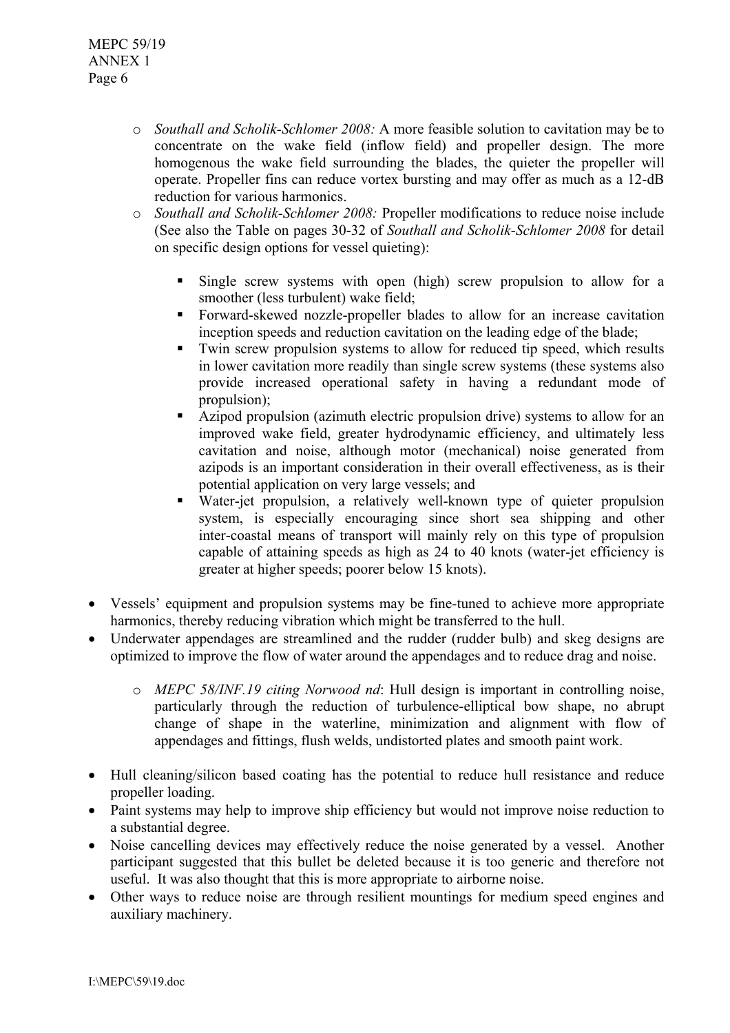- *Southall and Scholik-Schlomer 2008:* A more feasible solution to cavitation may be to concentrate on the wake field (inflow field) and propeller design. The more homogenous the wake field surrounding the blades, the quieter the propeller will operate. Propeller fins can reduce vortex bursting and may offer as much as a 12-dB reduction for various harmonics.
- *Southall and Scholik-Schlomer 2008:* Propeller modifications to reduce noise include (See also the Table on pages 30-32 of *Southall and Scholik-Schlomer 2008* for detail on specific design options for vessel quieting):

    - Single screw systems with open (high) screw propulsion to allow for a smoother (less turbulent) wake field;
    - Forward-skewed nozzle-propeller blades to allow for an increase cavitation inception speeds and reduction cavitation on the leading edge of the blade;
    - Twin screw propulsion systems to allow for reduced tip speed, which results in lower cavitation more readily than single screw systems (these systems also provide increased operational safety in having a redundant mode of propulsion);
    - Azipod propulsion (azimuth electric propulsion drive) systems to allow for an improved wake field, greater hydrodynamic efficiency, and ultimately less cavitation and noise, although motor (mechanical) noise generated from azipods is an important consideration in their overall effectiveness, as is their potential application on very large vessels; and
    - Water-jet propulsion, a relatively well-known type of quieter propulsion system, is especially encouraging since short sea shipping and other inter-coastal means of transport will mainly rely on this type of propulsion capable of attaining speeds as high as 24 to 40 knots (water-jet efficiency is greater at higher speeds; poorer below 15 knots).

- Vessels' equipment and propulsion systems may be fine-tuned to achieve more appropriate harmonics, thereby reducing vibration which might be transferred to the hull.
- Underwater appendages are streamlined and the rudder (rudder bulb) and skeg designs are optimized to improve the flow of water around the appendages and to reduce drag and noise.

    - *MEPC 58/INF.19 citing Norwood nd*: Hull design is important in controlling noise, particularly through the reduction of turbulence-elliptical bow shape, no abrupt change of shape in the waterline, minimization and alignment with flow of appendages and fittings, flush welds, undistorted plates and smooth paint work.

- Hull cleaning/silicon based coating has the potential to reduce hull resistance and reduce propeller loading.
- Paint systems may help to improve ship efficiency but would not improve noise reduction to a substantial degree.
- Noise cancelling devices may effectively reduce the noise generated by a vessel. Another participant suggested that this bullet be deleted because it is too generic and therefore not useful. It was also thought that this is more appropriate to airborne noise.
- Other ways to reduce noise are through resilient mountings for medium speed engines and auxiliary machinery.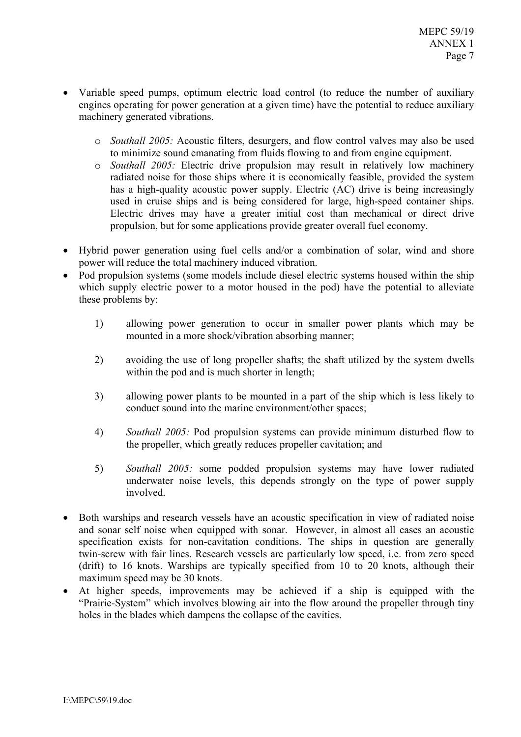- Variable speed pumps, optimum electric load control (to reduce the number of auxiliary engines operating for power generation at a given time) have the potential to reduce auxiliary machinery generated vibrations.

  - *Southall 2005:* Acoustic filters, desurgers, and flow control valves may also be used to minimize sound emanating from fluids flowing to and from engine equipment.
  - *Southall 2005:* Electric drive propulsion may result in relatively low machinery radiated noise for those ships where it is economically feasible, provided the system has a high-quality acoustic power supply. Electric (AC) drive is being increasingly used in cruise ships and is being considered for large, high-speed container ships. Electric drives may have a greater initial cost than mechanical or direct drive propulsion, but for some applications provide greater overall fuel economy.

- Hybrid power generation using fuel cells and/or a combination of solar, wind and shore power will reduce the total machinery induced vibration.
- Pod propulsion systems (some models include diesel electric systems housed within the ship which supply electric power to a motor housed in the pod) have the potential to alleviate these problems by:

  1) allowing power generation to occur in smaller power plants which may be mounted in a more shock/vibration absorbing manner;

  2) avoiding the use of long propeller shafts; the shaft utilized by the system dwells within the pod and is much shorter in length;

  3) allowing power plants to be mounted in a part of the ship which is less likely to conduct sound into the marine environment/other spaces;

  4) *Southall 2005:* Pod propulsion systems can provide minimum disturbed flow to the propeller, which greatly reduces propeller cavitation; and

  5) *Southall 2005:* some podded propulsion systems may have lower radiated underwater noise levels, this depends strongly on the type of power supply involved.

- Both warships and research vessels have an acoustic specification in view of radiated noise and sonar self noise when equipped with sonar. However, in almost all cases an acoustic specification exists for non-cavitation conditions. The ships in question are generally twin-screw with fair lines. Research vessels are particularly low speed, i.e. from zero speed (drift) to 16 knots. Warships are typically specified from 10 to 20 knots, although their maximum speed may be 30 knots.
- At higher speeds, improvements may be achieved if a ship is equipped with the "Prairie-System" which involves blowing air into the flow around the propeller through tiny holes in the blades which dampens the collapse of the cavities.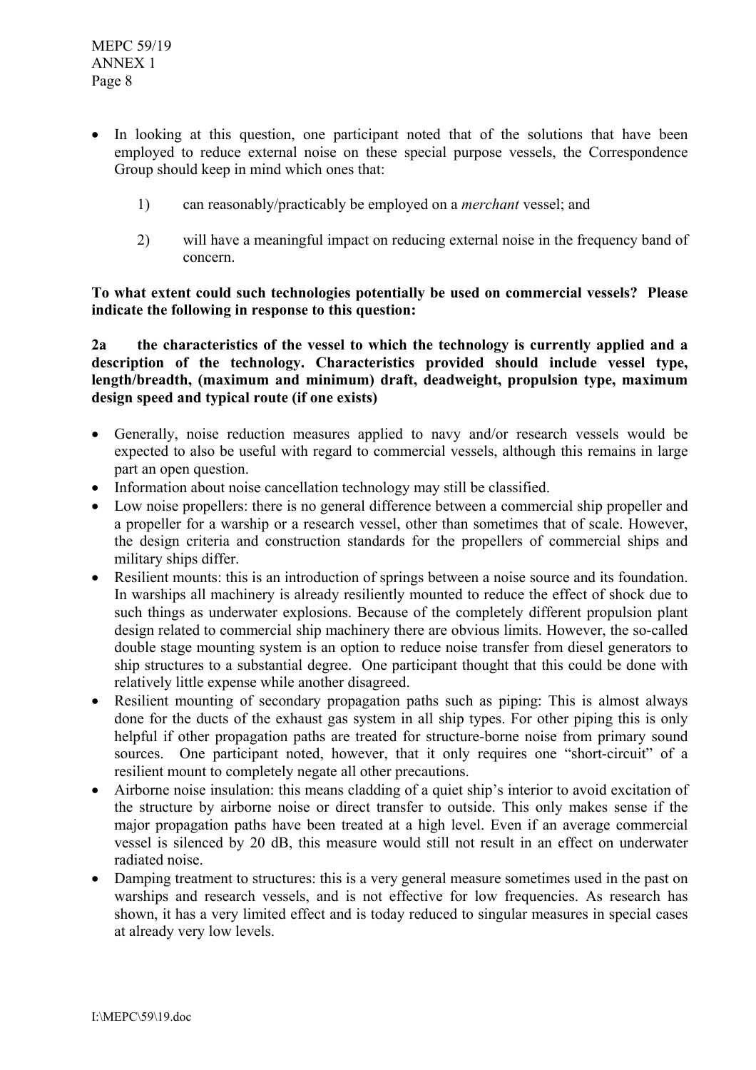- In looking at this question, one participant noted that of the solutions that have been employed to reduce external noise on these special purpose vessels, the Correspondence Group should keep in mind which ones that:

    1) can reasonably/practicably be employed on a *merchant* vessel; and

    2) will have a meaningful impact on reducing external noise in the frequency band of concern.

**To what extent could such technologies potentially be used on commercial vessels? Please indicate the following in response to this question:**

**2a the characteristics of the vessel to which the technology is currently applied and a description of the technology. Characteristics provided should include vessel type, length/breadth, (maximum and minimum) draft, deadweight, propulsion type, maximum design speed and typical route (if one exists)**

- Generally, noise reduction measures applied to navy and/or research vessels would be expected to also be useful with regard to commercial vessels, although this remains in large part an open question.
- Information about noise cancellation technology may still be classified.
- Low noise propellers: there is no general difference between a commercial ship propeller and a propeller for a warship or a research vessel, other than sometimes that of scale. However, the design criteria and construction standards for the propellers of commercial ships and military ships differ.
- Resilient mounts: this is an introduction of springs between a noise source and its foundation. In warships all machinery is already resiliently mounted to reduce the effect of shock due to such things as underwater explosions. Because of the completely different propulsion plant design related to commercial ship machinery there are obvious limits. However, the so-called double stage mounting system is an option to reduce noise transfer from diesel generators to ship structures to a substantial degree. One participant thought that this could be done with relatively little expense while another disagreed.
- Resilient mounting of secondary propagation paths such as piping: This is almost always done for the ducts of the exhaust gas system in all ship types. For other piping this is only helpful if other propagation paths are treated for structure-borne noise from primary sound sources. One participant noted, however, that it only requires one "short-circuit" of a resilient mount to completely negate all other precautions.
- Airborne noise insulation: this means cladding of a quiet ship's interior to avoid excitation of the structure by airborne noise or direct transfer to outside. This only makes sense if the major propagation paths have been treated at a high level. Even if an average commercial vessel is silenced by 20 dB, this measure would still not result in an effect on underwater radiated noise.
- Damping treatment to structures: this is a very general measure sometimes used in the past on warships and research vessels, and is not effective for low frequencies. As research has shown, it has a very limited effect and is today reduced to singular measures in special cases at already very low levels.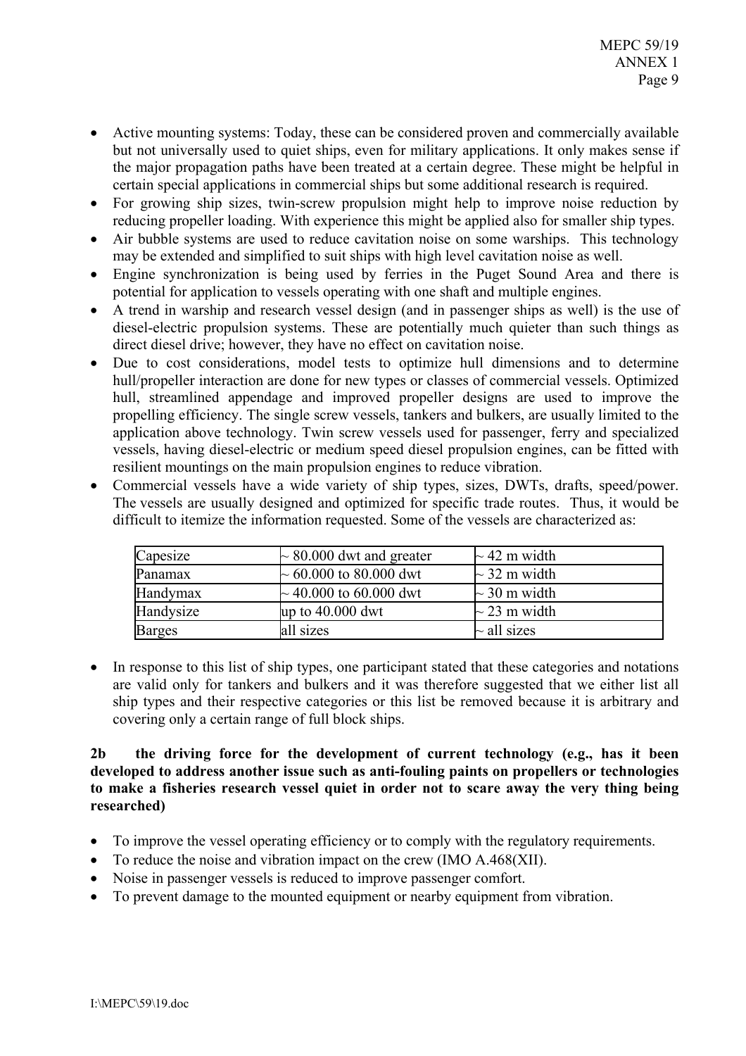- Active mounting systems: Today, these can be considered proven and commercially available but not universally used to quiet ships, even for military applications. It only makes sense if the major propagation paths have been treated at a certain degree. These might be helpful in certain special applications in commercial ships but some additional research is required.
- For growing ship sizes, twin-screw propulsion might help to improve noise reduction by reducing propeller loading. With experience this might be applied also for smaller ship types.
- Air bubble systems are used to reduce cavitation noise on some warships. This technology may be extended and simplified to suit ships with high level cavitation noise as well.
- Engine synchronization is being used by ferries in the Puget Sound Area and there is potential for application to vessels operating with one shaft and multiple engines.
- A trend in warship and research vessel design (and in passenger ships as well) is the use of diesel-electric propulsion systems. These are potentially much quieter than such things as direct diesel drive; however, they have no effect on cavitation noise.
- Due to cost considerations, model tests to optimize hull dimensions and to determine hull/propeller interaction are done for new types or classes of commercial vessels. Optimized hull, streamlined appendage and improved propeller designs are used to improve the propelling efficiency. The single screw vessels, tankers and bulkers, are usually limited to the application above technology. Twin screw vessels used for passenger, ferry and specialized vessels, having diesel-electric or medium speed diesel propulsion engines, can be fitted with resilient mountings on the main propulsion engines to reduce vibration.
- Commercial vessels have a wide variety of ship types, sizes, DWTs, drafts, speed/power. The vessels are usually designed and optimized for specific trade routes. Thus, it would be difficult to itemize the information requested. Some of the vessels are characterized as:

| Capesize | ~ 80.000 dwt and greater | ~ 42 m width |
|---|---|---|
| Panamax | ~ 60.000 to 80.000 dwt | ~ 32 m width |
| Handymax | ~ 40.000 to 60.000 dwt | ~ 30 m width |
| Handysize | up to 40.000 dwt | ~ 23 m width |
| Barges | all sizes | ~ all sizes |

- In response to this list of ship types, one participant stated that these categories and notations are valid only for tankers and bulkers and it was therefore suggested that we either list all ship types and their respective categories or this list be removed because it is arbitrary and covering only a certain range of full block ships.

**2b the driving force for the development of current technology (e.g., has it been developed to address another issue such as anti-fouling paints on propellers or technologies to make a fisheries research vessel quiet in order not to scare away the very thing being researched)**

- To improve the vessel operating efficiency or to comply with the regulatory requirements.
- To reduce the noise and vibration impact on the crew (IMO A.468(XII).
- Noise in passenger vessels is reduced to improve passenger comfort.
- To prevent damage to the mounted equipment or nearby equipment from vibration.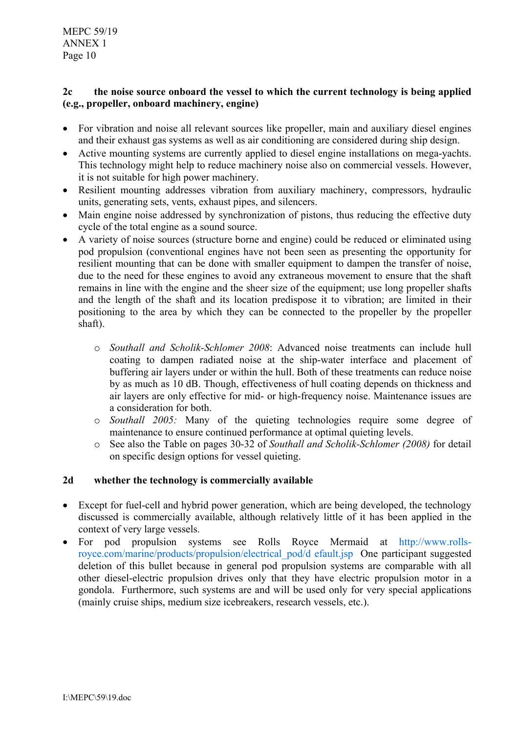### 2c the noise source onboard the vessel to which the current technology is being applied (e.g., propeller, onboard machinery, engine)

- For vibration and noise all relevant sources like propeller, main and auxiliary diesel engines and their exhaust gas systems as well as air conditioning are considered during ship design.
- Active mounting systems are currently applied to diesel engine installations on mega-yachts. This technology might help to reduce machinery noise also on commercial vessels. However, it is not suitable for high power machinery.
- Resilient mounting addresses vibration from auxiliary machinery, compressors, hydraulic units, generating sets, vents, exhaust pipes, and silencers.
- Main engine noise addressed by synchronization of pistons, thus reducing the effective duty cycle of the total engine as a sound source.
- A variety of noise sources (structure borne and engine) could be reduced or eliminated using pod propulsion (conventional engines have not been seen as presenting the opportunity for resilient mounting that can be done with smaller equipment to dampen the transfer of noise, due to the need for these engines to avoid any extraneous movement to ensure that the shaft remains in line with the engine and the sheer size of the equipment; use long propeller shafts and the length of the shaft and its location predispose it to vibration; are limited in their positioning to the area by which they can be connected to the propeller by the propeller shaft).
    - *Southall and Scholik-Schlomer 2008*: Advanced noise treatments can include hull coating to dampen radiated noise at the ship-water interface and placement of buffering air layers under or within the hull. Both of these treatments can reduce noise by as much as 10 dB. Though, effectiveness of hull coating depends on thickness and air layers are only effective for mid- or high-frequency noise. Maintenance issues are a consideration for both.
    - *Southall 2005:* Many of the quieting technologies require some degree of maintenance to ensure continued performance at optimal quieting levels.
    - See also the Table on pages 30-32 of *Southall and Scholik-Schlomer (2008)* for detail on specific design options for vessel quieting.

### 2d whether the technology is commercially available

- Except for fuel-cell and hybrid power generation, which are being developed, the technology discussed is commercially available, although relatively little of it has been applied in the context of very large vessels.
- For pod propulsion systems see Rolls Royce Mermaid at http://www.rolls-royce.com/marine/products/propulsion/electrical_pod/d efault.jsp One participant suggested deletion of this bullet because in general pod propulsion systems are comparable with all other diesel-electric propulsion drives only that they have electric propulsion motor in a gondola. Furthermore, such systems are and will be used only for very special applications (mainly cruise ships, medium size icebreakers, research vessels, etc.).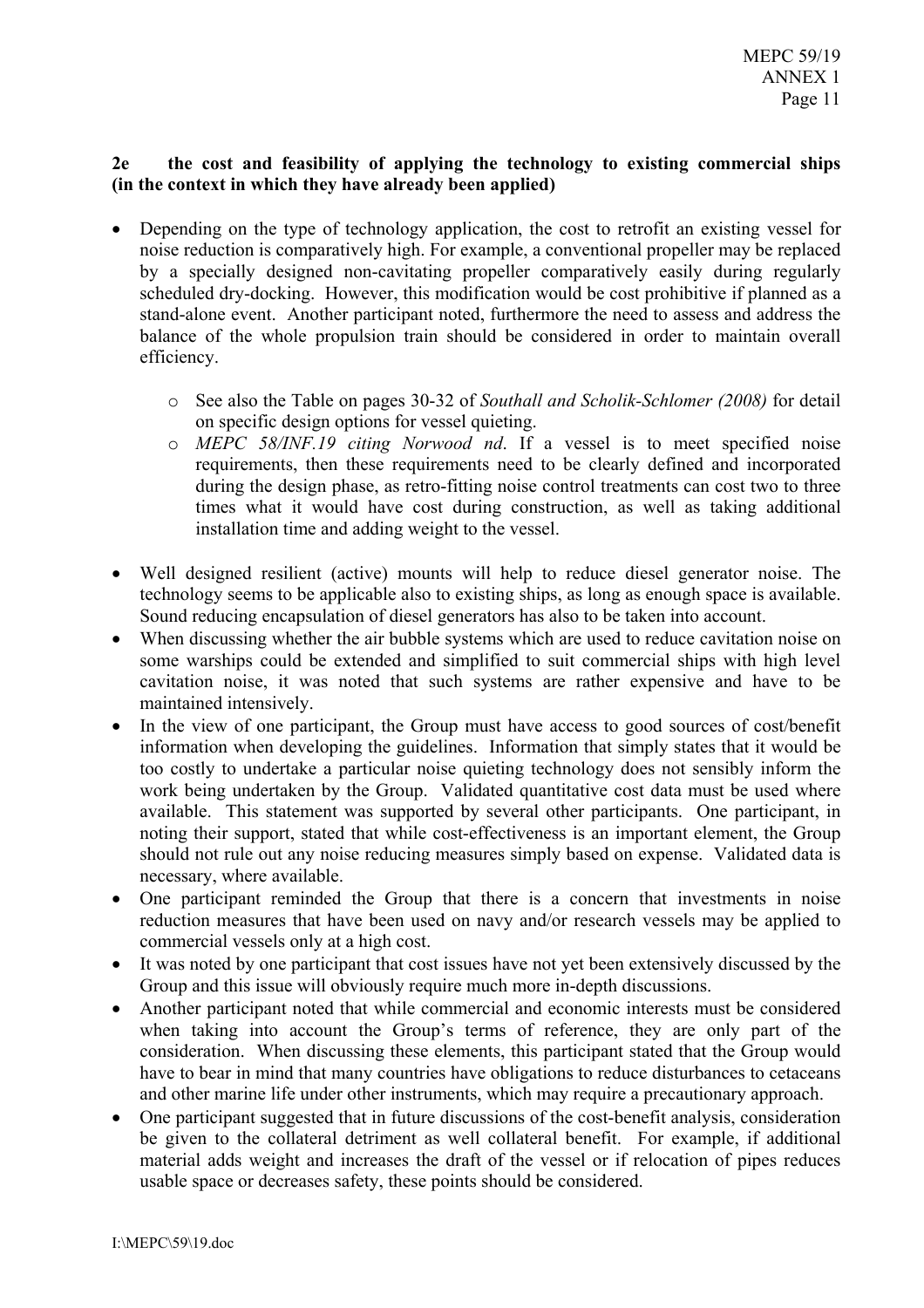**2e the cost and feasibility of applying the technology to existing commercial ships (in the context in which they have already been applied)**

- Depending on the type of technology application, the cost to retrofit an existing vessel for noise reduction is comparatively high. For example, a conventional propeller may be replaced by a specially designed non-cavitating propeller comparatively easily during regularly scheduled dry-docking. However, this modification would be cost prohibitive if planned as a stand-alone event. Another participant noted, furthermore the need to assess and address the balance of the whole propulsion train should be considered in order to maintain overall efficiency.
    - See also the Table on pages 30-32 of *Southall and Scholik-Schlomer (2008)* for detail on specific design options for vessel quieting.
    - *MEPC 58/INF.19 citing Norwood nd*. If a vessel is to meet specified noise requirements, then these requirements need to be clearly defined and incorporated during the design phase, as retro-fitting noise control treatments can cost two to three times what it would have cost during construction, as well as taking additional installation time and adding weight to the vessel.

- Well designed resilient (active) mounts will help to reduce diesel generator noise. The technology seems to be applicable also to existing ships, as long as enough space is available. Sound reducing encapsulation of diesel generators has also to be taken into account.
- When discussing whether the air bubble systems which are used to reduce cavitation noise on some warships could be extended and simplified to suit commercial ships with high level cavitation noise, it was noted that such systems are rather expensive and have to be maintained intensively.
- In the view of one participant, the Group must have access to good sources of cost/benefit information when developing the guidelines. Information that simply states that it would be too costly to undertake a particular noise quieting technology does not sensibly inform the work being undertaken by the Group. Validated quantitative cost data must be used where available. This statement was supported by several other participants. One participant, in noting their support, stated that while cost-effectiveness is an important element, the Group should not rule out any noise reducing measures simply based on expense. Validated data is necessary, where available.
- One participant reminded the Group that there is a concern that investments in noise reduction measures that have been used on navy and/or research vessels may be applied to commercial vessels only at a high cost.
- It was noted by one participant that cost issues have not yet been extensively discussed by the Group and this issue will obviously require much more in-depth discussions.
- Another participant noted that while commercial and economic interests must be considered when taking into account the Group's terms of reference, they are only part of the consideration. When discussing these elements, this participant stated that the Group would have to bear in mind that many countries have obligations to reduce disturbances to cetaceans and other marine life under other instruments, which may require a precautionary approach.
- One participant suggested that in future discussions of the cost-benefit analysis, consideration be given to the collateral detriment as well collateral benefit. For example, if additional material adds weight and increases the draft of the vessel or if relocation of pipes reduces usable space or decreases safety, these points should be considered.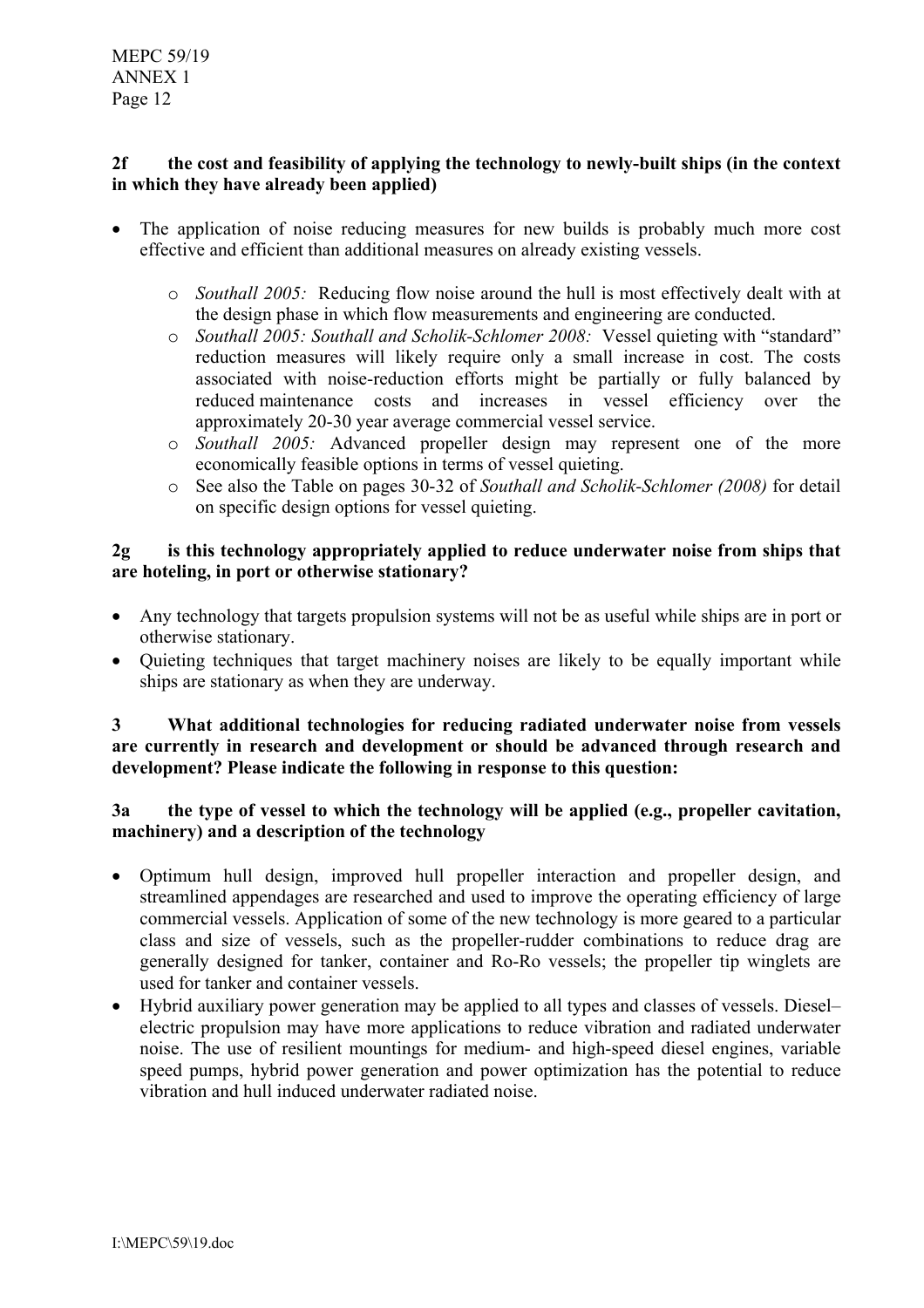**2f the cost and feasibility of applying the technology to newly-built ships (in the context in which they have already been applied)**

- The application of noise reducing measures for new builds is probably much more cost effective and efficient than additional measures on already existing vessels.
  - *Southall 2005:* Reducing flow noise around the hull is most effectively dealt with at the design phase in which flow measurements and engineering are conducted.
  - *Southall 2005: Southall and Scholik-Schlomer 2008:* Vessel quieting with "standard" reduction measures will likely require only a small increase in cost. The costs associated with noise-reduction efforts might be partially or fully balanced by reduced maintenance costs and increases in vessel efficiency over the approximately 20-30 year average commercial vessel service.
  - *Southall 2005:* Advanced propeller design may represent one of the more economically feasible options in terms of vessel quieting.
  - See also the Table on pages 30-32 of *Southall and Scholik-Schlomer (2008)* for detail on specific design options for vessel quieting.

**2g is this technology appropriately applied to reduce underwater noise from ships that are hoteling, in port or otherwise stationary?**

- Any technology that targets propulsion systems will not be as useful while ships are in port or otherwise stationary.
- Quieting techniques that target machinery noises are likely to be equally important while ships are stationary as when they are underway.

**3 What additional technologies for reducing radiated underwater noise from vessels are currently in research and development or should be advanced through research and development? Please indicate the following in response to this question:**

**3a the type of vessel to which the technology will be applied (e.g., propeller cavitation, machinery) and a description of the technology**

- Optimum hull design, improved hull propeller interaction and propeller design, and streamlined appendages are researched and used to improve the operating efficiency of large commercial vessels. Application of some of the new technology is more geared to a particular class and size of vessels, such as the propeller-rudder combinations to reduce drag are generally designed for tanker, container and Ro-Ro vessels; the propeller tip winglets are used for tanker and container vessels.
- Hybrid auxiliary power generation may be applied to all types and classes of vessels. Diesel–electric propulsion may have more applications to reduce vibration and radiated underwater noise. The use of resilient mountings for medium- and high-speed diesel engines, variable speed pumps, hybrid power generation and power optimization has the potential to reduce vibration and hull induced underwater radiated noise.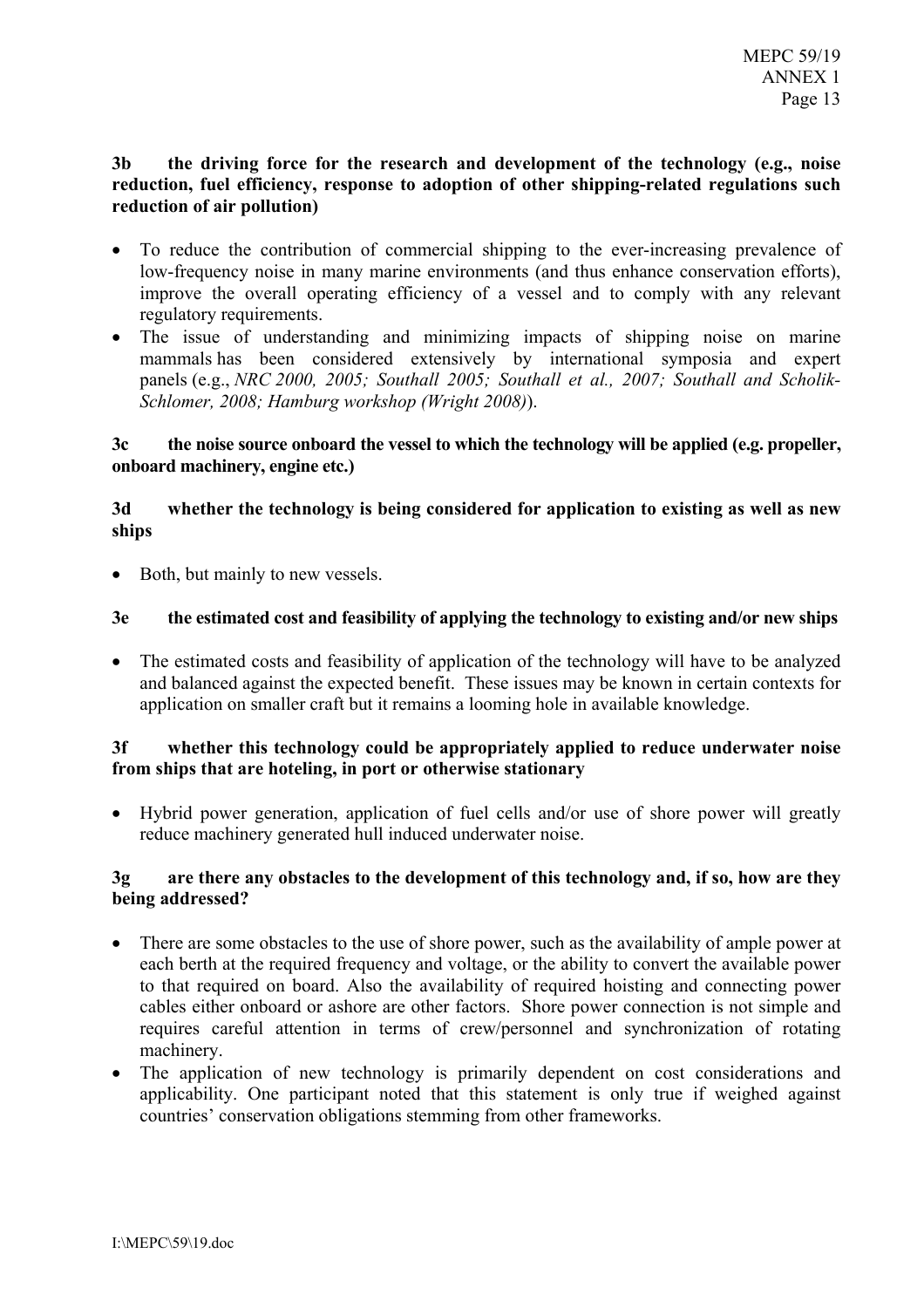**3b the driving force for the research and development of the technology (e.g., noise reduction, fuel efficiency, response to adoption of other shipping-related regulations such reduction of air pollution)**

- To reduce the contribution of commercial shipping to the ever-increasing prevalence of low-frequency noise in many marine environments (and thus enhance conservation efforts), improve the overall operating efficiency of a vessel and to comply with any relevant regulatory requirements.
- The issue of understanding and minimizing impacts of shipping noise on marine mammals has been considered extensively by international symposia and expert panels (e.g., *NRC 2000, 2005; Southall 2005; Southall et al., 2007; Southall and Scholik-Schlomer, 2008; Hamburg workshop (Wright 2008)*).

**3c the noise source onboard the vessel to which the technology will be applied (e.g. propeller, onboard machinery, engine etc.)**

**3d whether the technology is being considered for application to existing as well as new ships**

- Both, but mainly to new vessels.

**3e the estimated cost and feasibility of applying the technology to existing and/or new ships**

- The estimated costs and feasibility of application of the technology will have to be analyzed and balanced against the expected benefit. These issues may be known in certain contexts for application on smaller craft but it remains a looming hole in available knowledge.

**3f whether this technology could be appropriately applied to reduce underwater noise from ships that are hoteling, in port or otherwise stationary**

- Hybrid power generation, application of fuel cells and/or use of shore power will greatly reduce machinery generated hull induced underwater noise.

**3g are there any obstacles to the development of this technology and, if so, how are they being addressed?**

- There are some obstacles to the use of shore power, such as the availability of ample power at each berth at the required frequency and voltage, or the ability to convert the available power to that required on board. Also the availability of required hoisting and connecting power cables either onboard or ashore are other factors. Shore power connection is not simple and requires careful attention in terms of crew/personnel and synchronization of rotating machinery.
- The application of new technology is primarily dependent on cost considerations and applicability. One participant noted that this statement is only true if weighed against countries' conservation obligations stemming from other frameworks.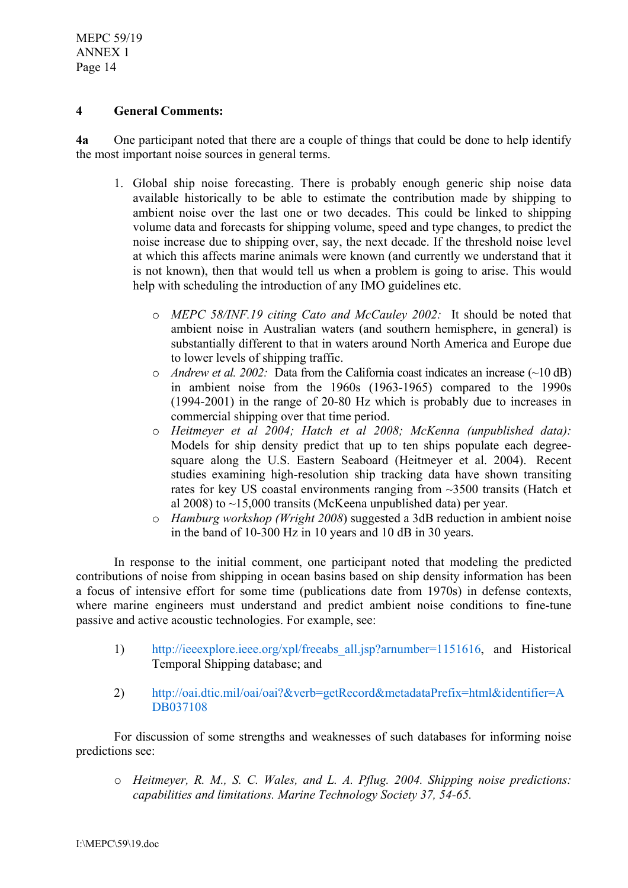## 4 General Comments:

**4a** One participant noted that there are a couple of things that could be done to help identify the most important noise sources in general terms.

1. Global ship noise forecasting. There is probably enough generic ship noise data available historically to be able to estimate the contribution made by shipping to ambient noise over the last one or two decades. This could be linked to shipping volume data and forecasts for shipping volume, speed and type changes, to predict the noise increase due to shipping over, say, the next decade. If the threshold noise level at which this affects marine animals were known (and currently we understand that it is not known), then that would tell us when a problem is going to arise. This would help with scheduling the introduction of any IMO guidelines etc.

    - *MEPC 58/INF.19 citing Cato and McCauley 2002:* It should be noted that ambient noise in Australian waters (and southern hemisphere, in general) is substantially different to that in waters around North America and Europe due to lower levels of shipping traffic.
    - *Andrew et al. 2002:* Data from the California coast indicates an increase (~10 dB) in ambient noise from the 1960s (1963-1965) compared to the 1990s (1994-2001) in the range of 20-80 Hz which is probably due to increases in commercial shipping over that time period.
    - *Heitmeyer et al 2004; Hatch et al 2008; McKenna (unpublished data):* Models for ship density predict that up to ten ships populate each degree-square along the U.S. Eastern Seaboard (Heitmeyer et al. 2004). Recent studies examining high-resolution ship tracking data have shown transiting rates for key US coastal environments ranging from ~3500 transits (Hatch et al 2008) to ~15,000 transits (McKeena unpublished data) per year.
    - *Hamburg workshop (Wright 2008)* suggested a 3dB reduction in ambient noise in the band of 10-300 Hz in 10 years and 10 dB in 30 years.

In response to the initial comment, one participant noted that modeling the predicted contributions of noise from shipping in ocean basins based on ship density information has been a focus of intensive effort for some time (publications date from 1970s) in defense contexts, where marine engineers must understand and predict ambient noise conditions to fine-tune passive and active acoustic technologies. For example, see:

1) http://ieeexplore.ieee.org/xpl/freeabs_all.jsp?arnumber=1151616, and Historical Temporal Shipping database; and

2) http://oai.dtic.mil/oai/oai?&verb=getRecord&metadataPrefix=html&identifier=ADB037108

For discussion of some strengths and weaknesses of such databases for informing noise predictions see:

- *Heitmeyer, R. M., S. C. Wales, and L. A. Pflug. 2004. Shipping noise predictions: capabilities and limitations. Marine Technology Society 37, 54-65.*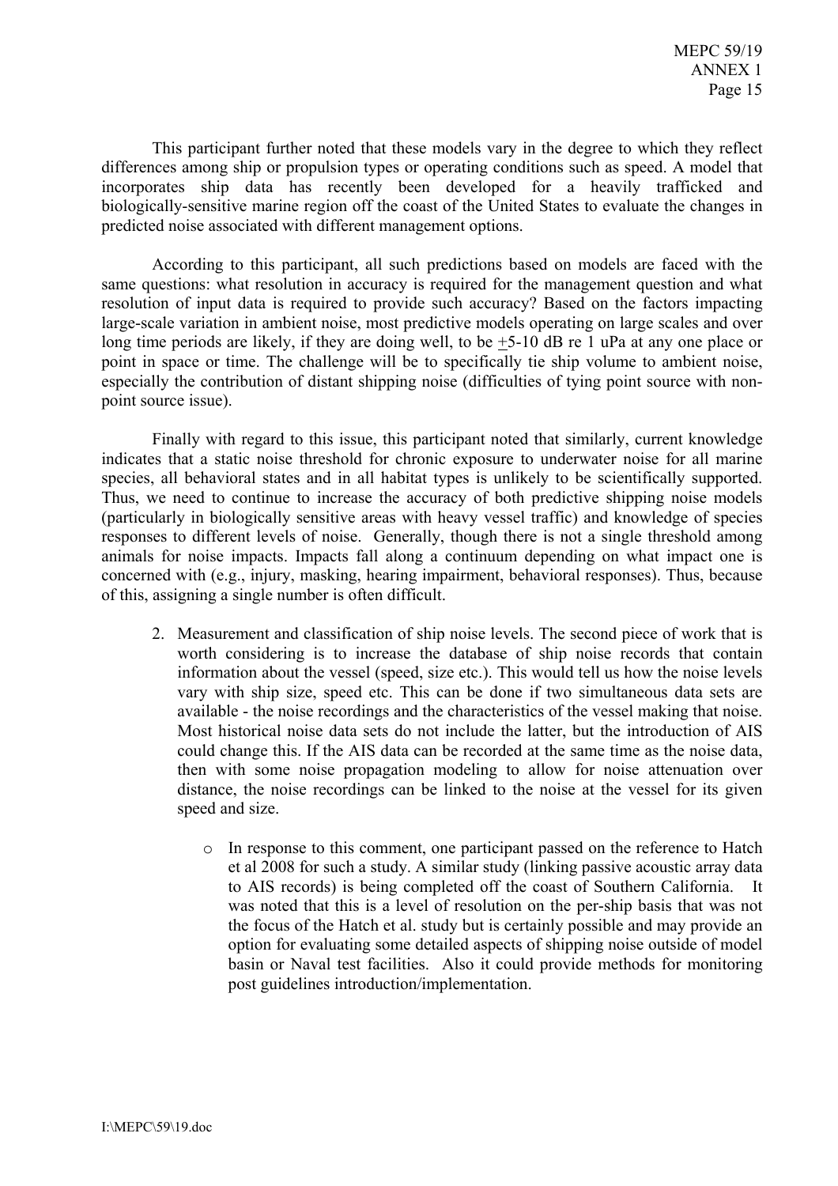This participant further noted that these models vary in the degree to which they reflect differences among ship or propulsion types or operating conditions such as speed. A model that incorporates ship data has recently been developed for a heavily trafficked and biologically-sensitive marine region off the coast of the United States to evaluate the changes in predicted noise associated with different management options.

According to this participant, all such predictions based on models are faced with the same questions: what resolution in accuracy is required for the management question and what resolution of input data is required to provide such accuracy? Based on the factors impacting large-scale variation in ambient noise, most predictive models operating on large scales and over long time periods are likely, if they are doing well, to be $\pm$5-10 dB re 1 uPa at any one place or point in space or time. The challenge will be to specifically tie ship volume to ambient noise, especially the contribution of distant shipping noise (difficulties of tying point source with non-point source issue).

Finally with regard to this issue, this participant noted that similarly, current knowledge indicates that a static noise threshold for chronic exposure to underwater noise for all marine species, all behavioral states and in all habitat types is unlikely to be scientifically supported. Thus, we need to continue to increase the accuracy of both predictive shipping noise models (particularly in biologically sensitive areas with heavy vessel traffic) and knowledge of species responses to different levels of noise. Generally, though there is not a single threshold among animals for noise impacts. Impacts fall along a continuum depending on what impact one is concerned with (e.g., injury, masking, hearing impairment, behavioral responses). Thus, because of this, assigning a single number is often difficult.

2. Measurement and classification of ship noise levels. The second piece of work that is worth considering is to increase the database of ship noise records that contain information about the vessel (speed, size etc.). This would tell us how the noise levels vary with ship size, speed etc. This can be done if two simultaneous data sets are available - the noise recordings and the characteristics of the vessel making that noise. Most historical noise data sets do not include the latter, but the introduction of AIS could change this. If the AIS data can be recorded at the same time as the noise data, then with some noise propagation modeling to allow for noise attenuation over distance, the noise recordings can be linked to the noise at the vessel for its given speed and size.

    - In response to this comment, one participant passed on the reference to Hatch et al 2008 for such a study. A similar study (linking passive acoustic array data to AIS records) is being completed off the coast of Southern California. It was noted that this is a level of resolution on the per-ship basis that was not the focus of the Hatch et al. study but is certainly possible and may provide an option for evaluating some detailed aspects of shipping noise outside of model basin or Naval test facilities. Also it could provide methods for monitoring post guidelines introduction/implementation.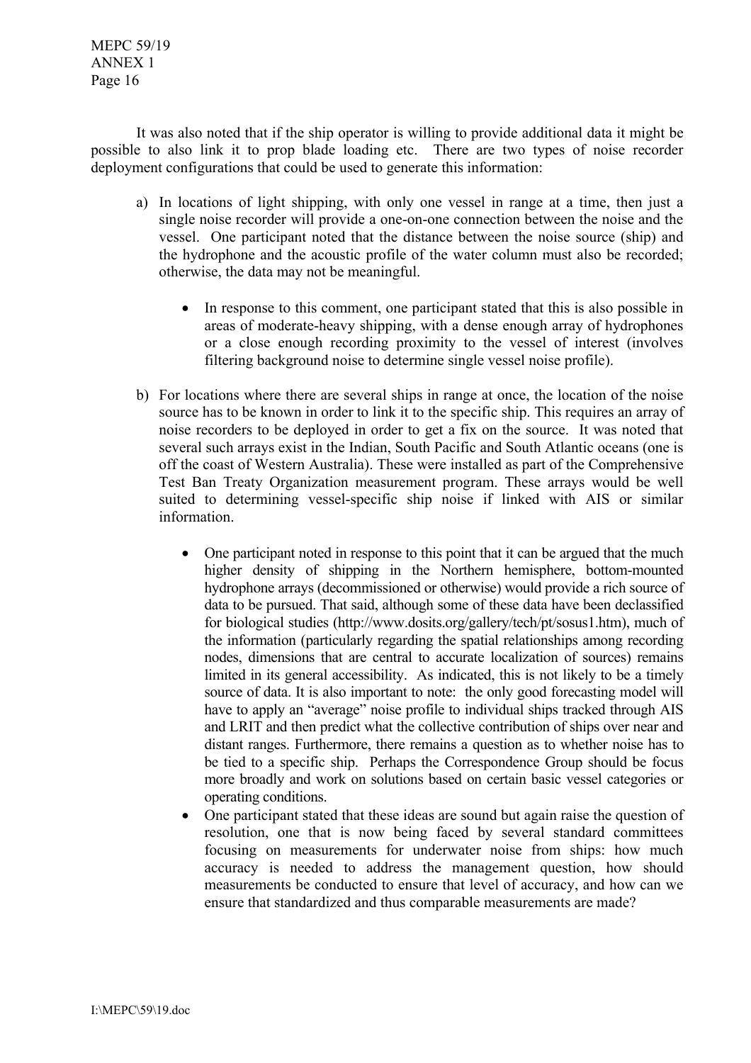It was also noted that if the ship operator is willing to provide additional data it might be possible to also link it to prop blade loading etc. There are two types of noise recorder deployment configurations that could be used to generate this information:

a) In locations of light shipping, with only one vessel in range at a time, then just a single noise recorder will provide a one-on-one connection between the noise and the vessel. One participant noted that the distance between the noise source (ship) and the hydrophone and the acoustic profile of the water column must also be recorded; otherwise, the data may not be meaningful.

   - In response to this comment, one participant stated that this is also possible in areas of moderate-heavy shipping, with a dense enough array of hydrophones or a close enough recording proximity to the vessel of interest (involves filtering background noise to determine single vessel noise profile).

b) For locations where there are several ships in range at once, the location of the noise source has to be known in order to link it to the specific ship. This requires an array of noise recorders to be deployed in order to get a fix on the source. It was noted that several such arrays exist in the Indian, South Pacific and South Atlantic oceans (one is off the coast of Western Australia). These were installed as part of the Comprehensive Test Ban Treaty Organization measurement program. These arrays would be well suited to determining vessel-specific ship noise if linked with AIS or similar information.

   - One participant noted in response to this point that it can be argued that the much higher density of shipping in the Northern hemisphere, bottom-mounted hydrophone arrays (decommissioned or otherwise) would provide a rich source of data to be pursued. That said, although some of these data have been declassified for biological studies (http://www.dosits.org/gallery/tech/pt/sosus1.htm), much of the information (particularly regarding the spatial relationships among recording nodes, dimensions that are central to accurate localization of sources) remains limited in its general accessibility. As indicated, this is not likely to be a timely source of data. It is also important to note: the only good forecasting model will have to apply an "average" noise profile to individual ships tracked through AIS and LRIT and then predict what the collective contribution of ships over near and distant ranges. Furthermore, there remains a question as to whether noise has to be tied to a specific ship. Perhaps the Correspondence Group should be focus more broadly and work on solutions based on certain basic vessel categories or operating conditions.
   - One participant stated that these ideas are sound but again raise the question of resolution, one that is now being faced by several standard committees focusing on measurements for underwater noise from ships: how much accuracy is needed to address the management question, how should measurements be conducted to ensure that level of accuracy, and how can we ensure that standardized and thus comparable measurements are made?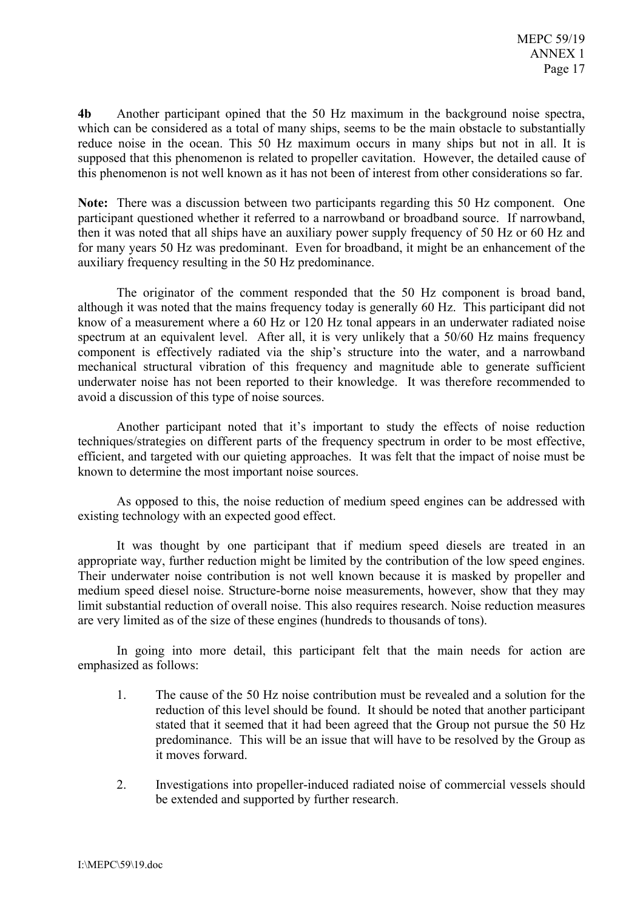**4b** Another participant opined that the 50 Hz maximum in the background noise spectra, which can be considered as a total of many ships, seems to be the main obstacle to substantially reduce noise in the ocean. This 50 Hz maximum occurs in many ships but not in all. It is supposed that this phenomenon is related to propeller cavitation. However, the detailed cause of this phenomenon is not well known as it has not been of interest from other considerations so far.

**Note:** There was a discussion between two participants regarding this 50 Hz component. One participant questioned whether it referred to a narrowband or broadband source. If narrowband, then it was noted that all ships have an auxiliary power supply frequency of 50 Hz or 60 Hz and for many years 50 Hz was predominant. Even for broadband, it might be an enhancement of the auxiliary frequency resulting in the 50 Hz predominance.

The originator of the comment responded that the 50 Hz component is broad band, although it was noted that the mains frequency today is generally 60 Hz. This participant did not know of a measurement where a 60 Hz or 120 Hz tonal appears in an underwater radiated noise spectrum at an equivalent level. After all, it is very unlikely that a 50/60 Hz mains frequency component is effectively radiated via the ship's structure into the water, and a narrowband mechanical structural vibration of this frequency and magnitude able to generate sufficient underwater noise has not been reported to their knowledge. It was therefore recommended to avoid a discussion of this type of noise sources.

Another participant noted that it's important to study the effects of noise reduction techniques/strategies on different parts of the frequency spectrum in order to be most effective, efficient, and targeted with our quieting approaches. It was felt that the impact of noise must be known to determine the most important noise sources.

As opposed to this, the noise reduction of medium speed engines can be addressed with existing technology with an expected good effect.

It was thought by one participant that if medium speed diesels are treated in an appropriate way, further reduction might be limited by the contribution of the low speed engines. Their underwater noise contribution is not well known because it is masked by propeller and medium speed diesel noise. Structure-borne noise measurements, however, show that they may limit substantial reduction of overall noise. This also requires research. Noise reduction measures are very limited as of the size of these engines (hundreds to thousands of tons).

In going into more detail, this participant felt that the main needs for action are emphasized as follows:

1. The cause of the 50 Hz noise contribution must be revealed and a solution for the reduction of this level should be found. It should be noted that another participant stated that it seemed that it had been agreed that the Group not pursue the 50 Hz predominance. This will be an issue that will have to be resolved by the Group as it moves forward.

2. Investigations into propeller-induced radiated noise of commercial vessels should be extended and supported by further research.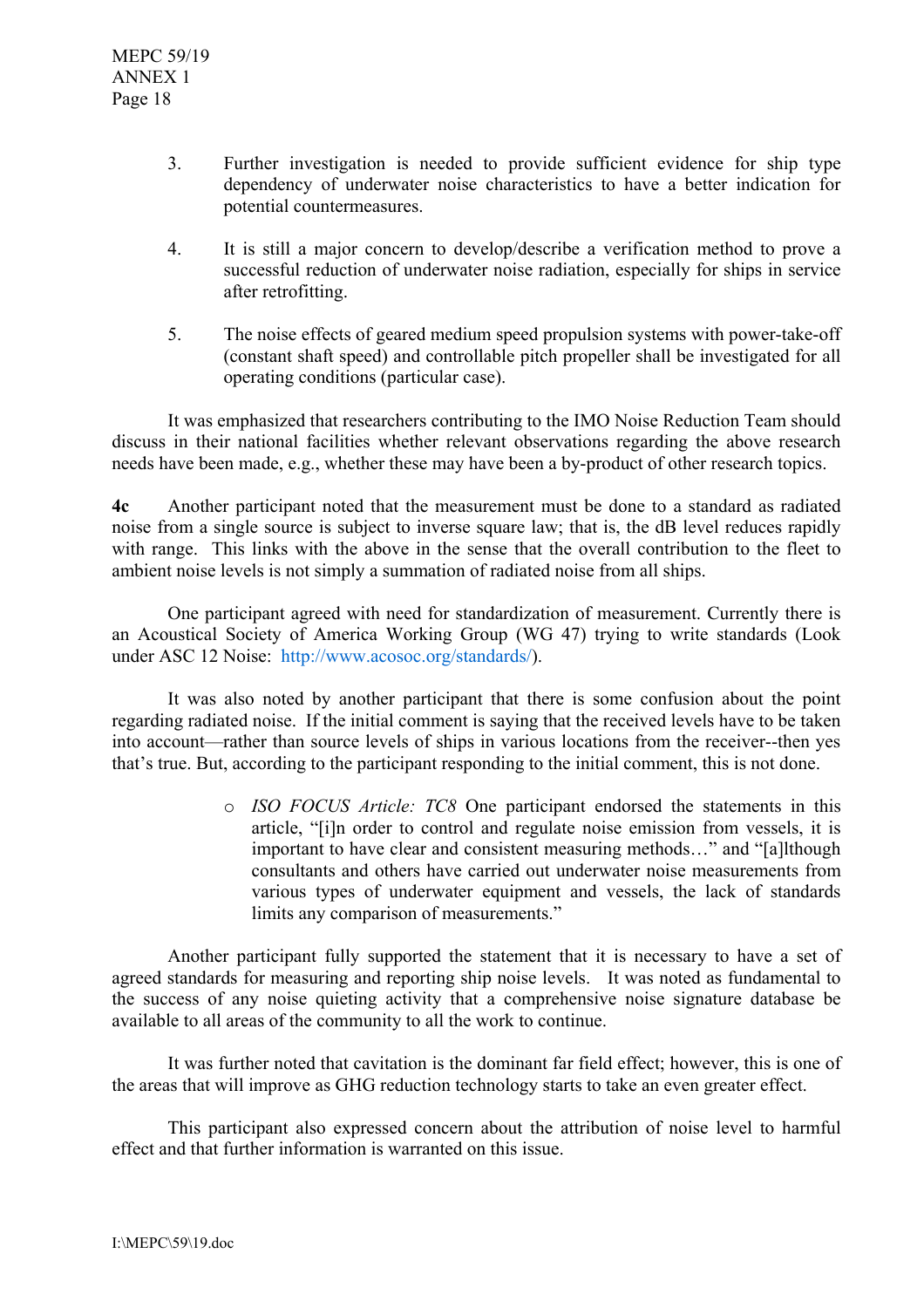3. Further investigation is needed to provide sufficient evidence for ship type dependency of underwater noise characteristics to have a better indication for potential countermeasures.

4. It is still a major concern to develop/describe a verification method to prove a successful reduction of underwater noise radiation, especially for ships in service after retrofitting.

5. The noise effects of geared medium speed propulsion systems with power-take-off (constant shaft speed) and controllable pitch propeller shall be investigated for all operating conditions (particular case).

It was emphasized that researchers contributing to the IMO Noise Reduction Team should discuss in their national facilities whether relevant observations regarding the above research needs have been made, e.g., whether these may have been a by-product of other research topics.

**4c** Another participant noted that the measurement must be done to a standard as radiated noise from a single source is subject to inverse square law; that is, the dB level reduces rapidly with range. This links with the above in the sense that the overall contribution to the fleet to ambient noise levels is not simply a summation of radiated noise from all ships.

One participant agreed with need for standardization of measurement. Currently there is an Acoustical Society of America Working Group (WG 47) trying to write standards (Look under ASC 12 Noise: http://www.acosoc.org/standards/).

It was also noted by another participant that there is some confusion about the point regarding radiated noise. If the initial comment is saying that the received levels have to be taken into account—rather than source levels of ships in various locations from the receiver--then yes that's true. But, according to the participant responding to the initial comment, this is not done.

- *ISO FOCUS Article: TC8* One participant endorsed the statements in this article, "[i]n order to control and regulate noise emission from vessels, it is important to have clear and consistent measuring methods…" and "[a]lthough consultants and others have carried out underwater noise measurements from various types of underwater equipment and vessels, the lack of standards limits any comparison of measurements."

Another participant fully supported the statement that it is necessary to have a set of agreed standards for measuring and reporting ship noise levels. It was noted as fundamental to the success of any noise quieting activity that a comprehensive noise signature database be available to all areas of the community to all the work to continue.

It was further noted that cavitation is the dominant far field effect; however, this is one of the areas that will improve as GHG reduction technology starts to take an even greater effect.

This participant also expressed concern about the attribution of noise level to harmful effect and that further information is warranted on this issue.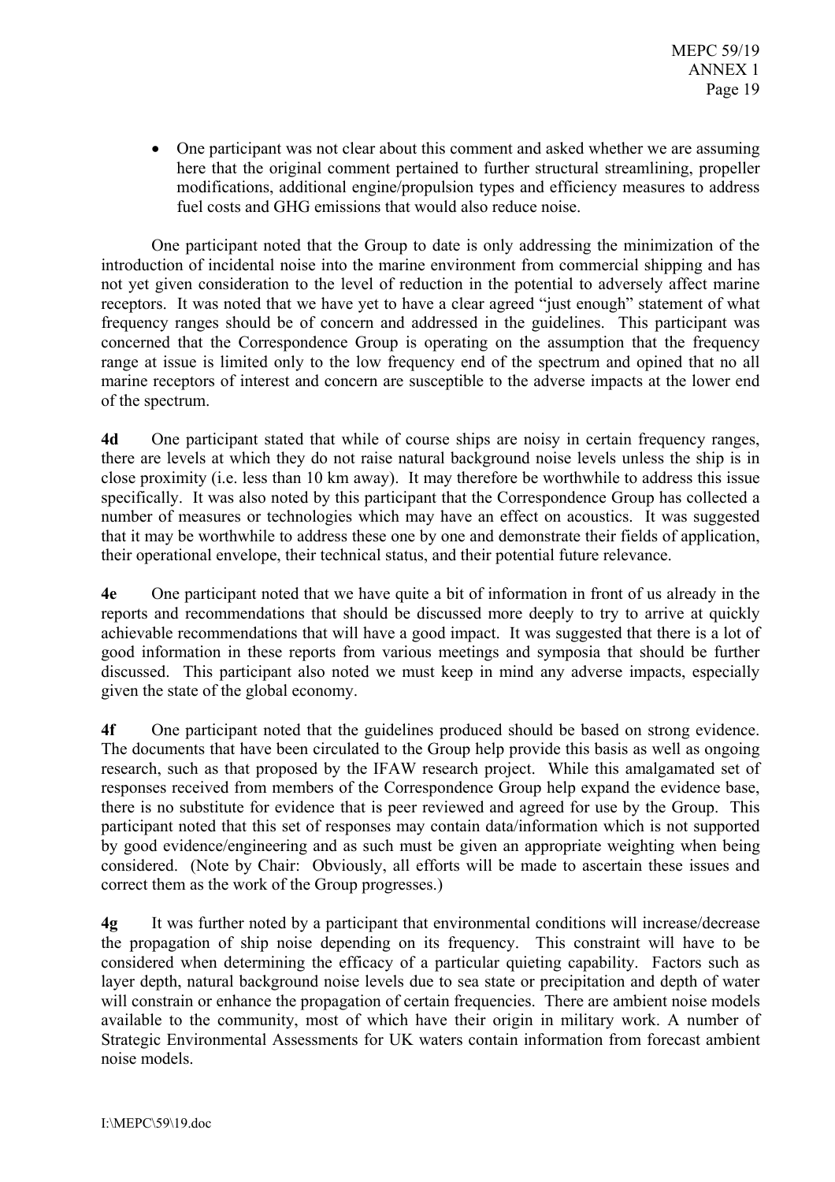- One participant was not clear about this comment and asked whether we are assuming here that the original comment pertained to further structural streamlining, propeller modifications, additional engine/propulsion types and efficiency measures to address fuel costs and GHG emissions that would also reduce noise.

One participant noted that the Group to date is only addressing the minimization of the introduction of incidental noise into the marine environment from commercial shipping and has not yet given consideration to the level of reduction in the potential to adversely affect marine receptors. It was noted that we have yet to have a clear agreed "just enough" statement of what frequency ranges should be of concern and addressed in the guidelines. This participant was concerned that the Correspondence Group is operating on the assumption that the frequency range at issue is limited only to the low frequency end of the spectrum and opined that no all marine receptors of interest and concern are susceptible to the adverse impacts at the lower end of the spectrum.

**4d** One participant stated that while of course ships are noisy in certain frequency ranges, there are levels at which they do not raise natural background noise levels unless the ship is in close proximity (i.e. less than 10 km away). It may therefore be worthwhile to address this issue specifically. It was also noted by this participant that the Correspondence Group has collected a number of measures or technologies which may have an effect on acoustics. It was suggested that it may be worthwhile to address these one by one and demonstrate their fields of application, their operational envelope, their technical status, and their potential future relevance.

**4e** One participant noted that we have quite a bit of information in front of us already in the reports and recommendations that should be discussed more deeply to try to arrive at quickly achievable recommendations that will have a good impact. It was suggested that there is a lot of good information in these reports from various meetings and symposia that should be further discussed. This participant also noted we must keep in mind any adverse impacts, especially given the state of the global economy.

**4f** One participant noted that the guidelines produced should be based on strong evidence. The documents that have been circulated to the Group help provide this basis as well as ongoing research, such as that proposed by the IFAW research project. While this amalgamated set of responses received from members of the Correspondence Group help expand the evidence base, there is no substitute for evidence that is peer reviewed and agreed for use by the Group. This participant noted that this set of responses may contain data/information which is not supported by good evidence/engineering and as such must be given an appropriate weighting when being considered. (Note by Chair: Obviously, all efforts will be made to ascertain these issues and correct them as the work of the Group progresses.)

**4g** It was further noted by a participant that environmental conditions will increase/decrease the propagation of ship noise depending on its frequency. This constraint will have to be considered when determining the efficacy of a particular quieting capability. Factors such as layer depth, natural background noise levels due to sea state or precipitation and depth of water will constrain or enhance the propagation of certain frequencies. There are ambient noise models available to the community, most of which have their origin in military work. A number of Strategic Environmental Assessments for UK waters contain information from forecast ambient noise models.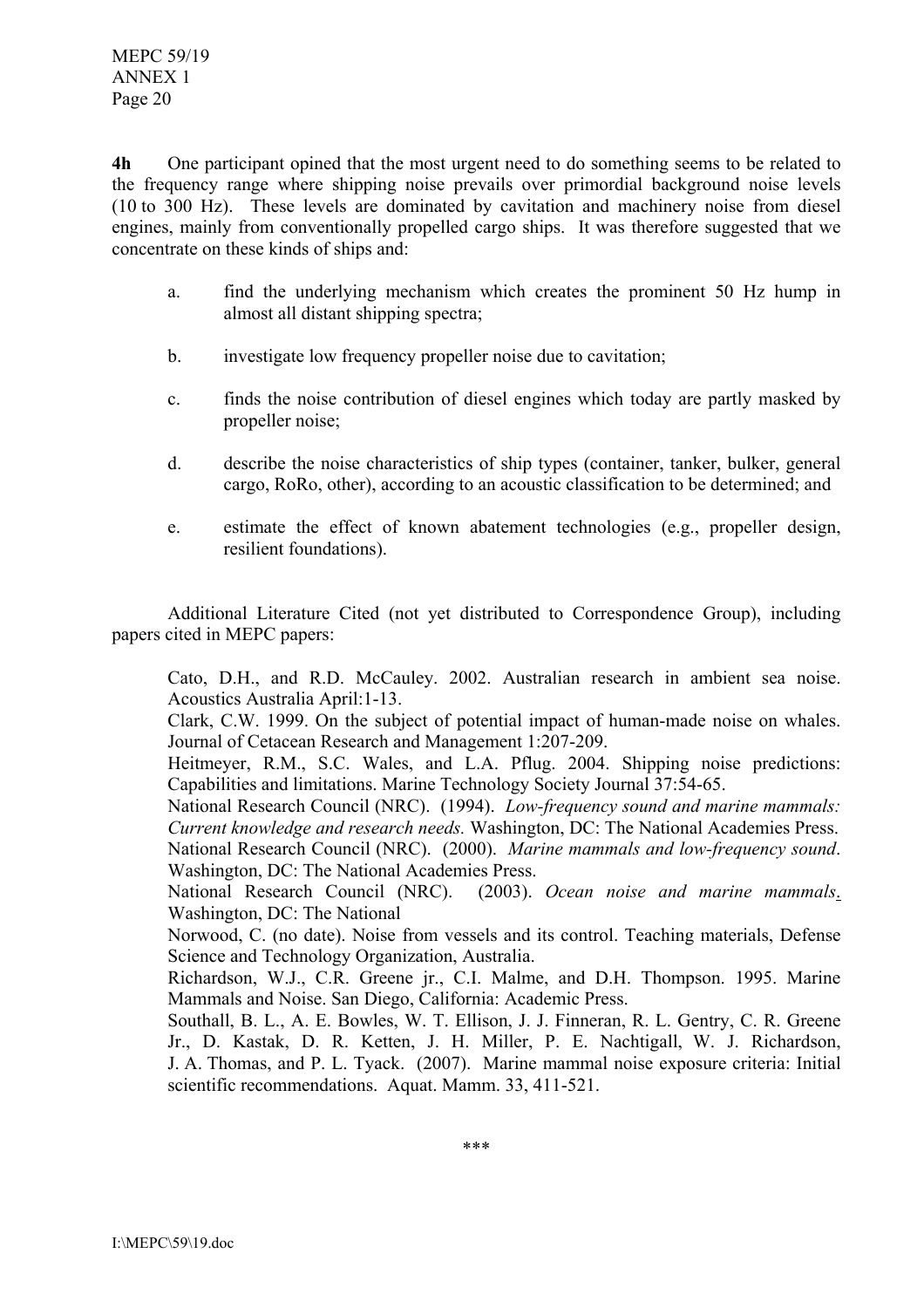**4h** One participant opined that the most urgent need to do something seems to be related to the frequency range where shipping noise prevails over primordial background noise levels (10 to 300 Hz). These levels are dominated by cavitation and machinery noise from diesel engines, mainly from conventionally propelled cargo ships. It was therefore suggested that we concentrate on these kinds of ships and:

a. find the underlying mechanism which creates the prominent 50 Hz hump in almost all distant shipping spectra;

b. investigate low frequency propeller noise due to cavitation;

c. finds the noise contribution of diesel engines which today are partly masked by propeller noise;

d. describe the noise characteristics of ship types (container, tanker, bulker, general cargo, RoRo, other), according to an acoustic classification to be determined; and

e. estimate the effect of known abatement technologies (e.g., propeller design, resilient foundations).

Additional Literature Cited (not yet distributed to Correspondence Group), including papers cited in MEPC papers:

Cato, D.H., and R.D. McCauley. 2002. Australian research in ambient sea noise. Acoustics Australia April:1-13.
Clark, C.W. 1999. On the subject of potential impact of human-made noise on whales. Journal of Cetacean Research and Management 1:207-209.
Heitmeyer, R.M., S.C. Wales, and L.A. Pflug. 2004. Shipping noise predictions: Capabilities and limitations. Marine Technology Society Journal 37:54-65.
National Research Council (NRC). (1994). *Low-frequency sound and marine mammals: Current knowledge and research needs.* Washington, DC: The National Academies Press.
National Research Council (NRC). (2000). *Marine mammals and low-frequency sound*. Washington, DC: The National Academies Press.
National Research Council (NRC). (2003). *Ocean noise and marine mammals*. Washington, DC: The National
Norwood, C. (no date). Noise from vessels and its control. Teaching materials, Defense Science and Technology Organization, Australia.
Richardson, W.J., C.R. Greene jr., C.I. Malme, and D.H. Thompson. 1995. Marine Mammals and Noise. San Diego, California: Academic Press.
Southall, B. L., A. E. Bowles, W. T. Ellison, J. J. Finneran, R. L. Gentry, C. R. Greene Jr., D. Kastak, D. R. Ketten, J. H. Miller, P. E. Nachtigall, W. J. Richardson, J. A. Thomas, and P. L. Tyack. (2007). Marine mammal noise exposure criteria: Initial scientific recommendations. Aquat. Mamm. 33, 411-521.

***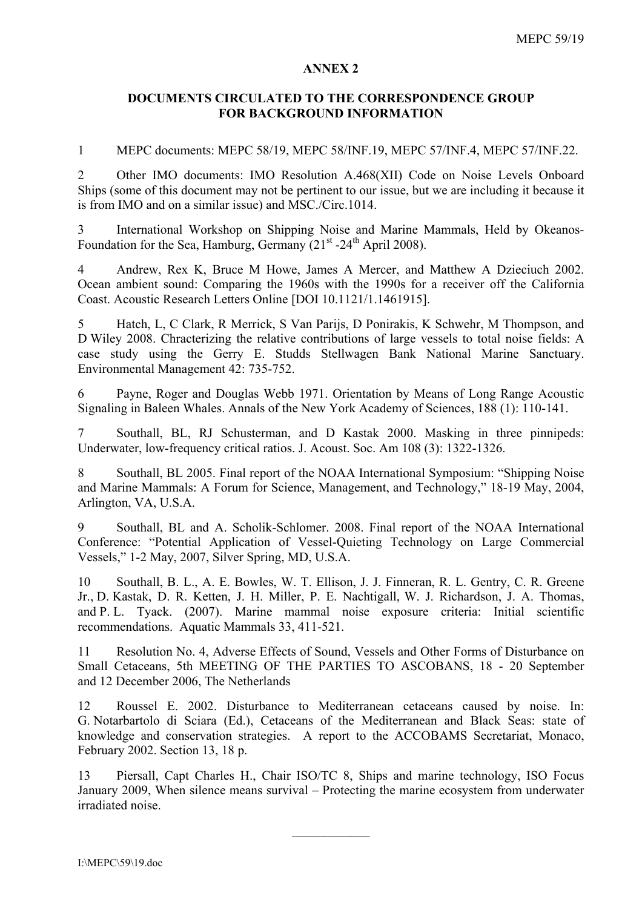## ANNEX 2

## DOCUMENTS CIRCULATED TO THE CORRESPONDENCE GROUP FOR BACKGROUND INFORMATION

1 MEPC documents: MEPC 58/19, MEPC 58/INF.19, MEPC 57/INF.4, MEPC 57/INF.22.

2 Other IMO documents: IMO Resolution A.468(XII) Code on Noise Levels Onboard Ships (some of this document may not be pertinent to our issue, but we are including it because it is from IMO and on a similar issue) and MSC./Circ.1014.

3 International Workshop on Shipping Noise and Marine Mammals, Held by Okeanos-Foundation for the Sea, Hamburg, Germany (21st -24th April 2008).

4 Andrew, Rex K, Bruce M Howe, James A Mercer, and Matthew A Dzieciuch 2002. Ocean ambient sound: Comparing the 1960s with the 1990s for a receiver off the California Coast. Acoustic Research Letters Online [DOI 10.1121/1.1461915].

5 Hatch, L, C Clark, R Merrick, S Van Parijs, D Ponirakis, K Schwehr, M Thompson, and D Wiley 2008. Chracterizing the relative contributions of large vessels to total noise fields: A case study using the Gerry E. Studds Stellwagen Bank National Marine Sanctuary. Environmental Management 42: 735-752.

6 Payne, Roger and Douglas Webb 1971. Orientation by Means of Long Range Acoustic Signaling in Baleen Whales. Annals of the New York Academy of Sciences, 188 (1): 110-141.

7 Southall, BL, RJ Schusterman, and D Kastak 2000. Masking in three pinnipeds: Underwater, low-frequency critical ratios. J. Acoust. Soc. Am 108 (3): 1322-1326.

8 Southall, BL 2005. Final report of the NOAA International Symposium: "Shipping Noise and Marine Mammals: A Forum for Science, Management, and Technology," 18-19 May, 2004, Arlington, VA, U.S.A.

9 Southall, BL and A. Scholik-Schlomer. 2008. Final report of the NOAA International Conference: "Potential Application of Vessel-Quieting Technology on Large Commercial Vessels," 1-2 May, 2007, Silver Spring, MD, U.S.A.

10 Southall, B. L., A. E. Bowles, W. T. Ellison, J. J. Finneran, R. L. Gentry, C. R. Greene Jr., D. Kastak, D. R. Ketten, J. H. Miller, P. E. Nachtigall, W. J. Richardson, J. A. Thomas, and P. L. Tyack. (2007). Marine mammal noise exposure criteria: Initial scientific recommendations. Aquatic Mammals 33, 411-521.

11 Resolution No. 4, Adverse Effects of Sound, Vessels and Other Forms of Disturbance on Small Cetaceans, 5th MEETING OF THE PARTIES TO ASCOBANS, 18 - 20 September and 12 December 2006, The Netherlands

12 Roussel E. 2002. Disturbance to Mediterranean cetaceans caused by noise. In: G. Notarbartolo di Sciara (Ed.), Cetaceans of the Mediterranean and Black Seas: state of knowledge and conservation strategies. A report to the ACCOBAMS Secretariat, Monaco, February 2002. Section 13, 18 p.

13 Piersall, Capt Charles H., Chair ISO/TC 8, Ships and marine technology, ISO Focus January 2009, When silence means survival – Protecting the marine ecosystem from underwater irradiated noise.

\_\_\_\_\_\_\_\_\_\_\_\_